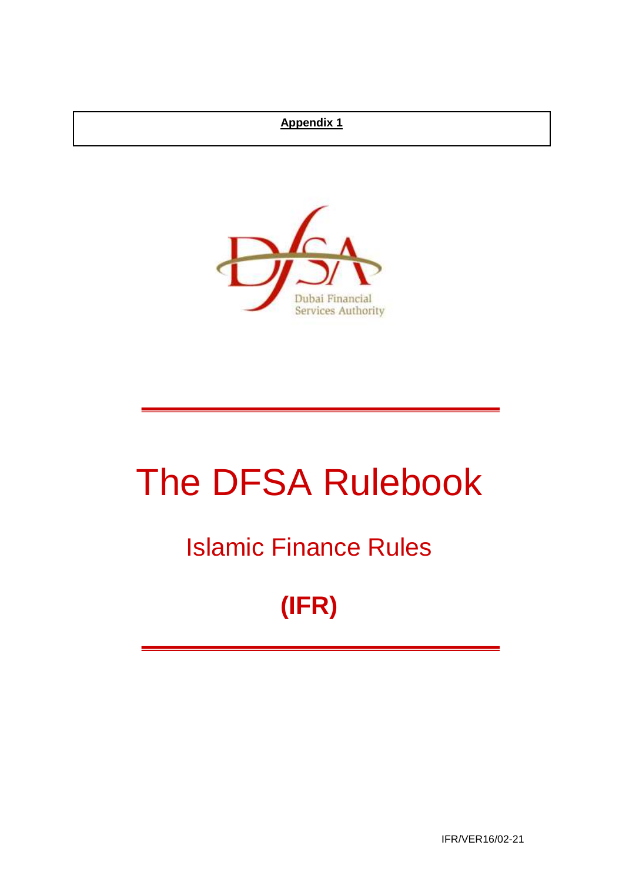**Appendix 1**

Dubai Financial Services Authority

# The DFSA Rulebook

## Islamic Finance Rules

## (IFR)

IFR/VER16/02-21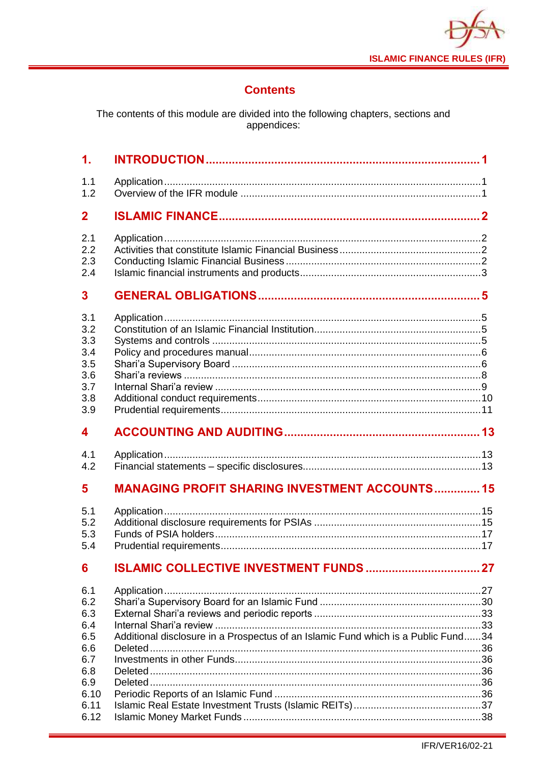# Contents

The contents of this module are divided into the following chapters, sections and appendices:

| | | |
|---|---|---|
| **1.** | **INTRODUCTION** | **1** |
| 1.1 | Application | 1 |
| 1.2 | Overview of the IFR module | 1 |
| **2** | **ISLAMIC FINANCE** | **2** |
| 2.1 | Application | 2 |
| 2.2 | Activities that constitute Islamic Financial Business | 2 |
| 2.3 | Conducting Islamic Financial Business | 2 |
| 2.4 | Islamic financial instruments and products | 3 |
| **3** | **GENERAL OBLIGATIONS** | **5** |
| 3.1 | Application | 5 |
| 3.2 | Constitution of an Islamic Financial Institution | 5 |
| 3.3 | Systems and controls | 5 |
| 3.4 | Policy and procedures manual | 6 |
| 3.5 | Shari'a Supervisory Board | 6 |
| 3.6 | Shari'a reviews | 8 |
| 3.7 | Internal Shari'a review | 9 |
| 3.8 | Additional conduct requirements | 10 |
| 3.9 | Prudential requirements | 11 |
| **4** | **ACCOUNTING AND AUDITING** | **13** |
| 4.1 | Application | 13 |
| 4.2 | Financial statements – specific disclosures | 13 |
| **5** | **MANAGING PROFIT SHARING INVESTMENT ACCOUNTS** | **15** |
| 5.1 | Application | 15 |
| 5.2 | Additional disclosure requirements for PSIAs | 15 |
| 5.3 | Funds of PSIA holders | 17 |
| 5.4 | Prudential requirements | 17 |
| **6** | **ISLAMIC COLLECTIVE INVESTMENT FUNDS** | **27** |
| 6.1 | Application | 27 |
| 6.2 | Shari'a Supervisory Board for an Islamic Fund | 30 |
| 6.3 | External Shari'a reviews and periodic reports | 33 |
| 6.4 | Internal Shari'a review | 33 |
| 6.5 | Additional disclosure in a Prospectus of an Islamic Fund which is a Public Fund | 34 |
| 6.6 | Deleted | 36 |
| 6.7 | Investments in other Funds | 36 |
| 6.8 | Deleted | 36 |
| 6.9 | Deleted | 36 |
| 6.10 | Periodic Reports of an Islamic Fund | 36 |
| 6.11 | Islamic Real Estate Investment Trusts (Islamic REITs) | 37 |
| 6.12 | Islamic Money Market Funds | 38 |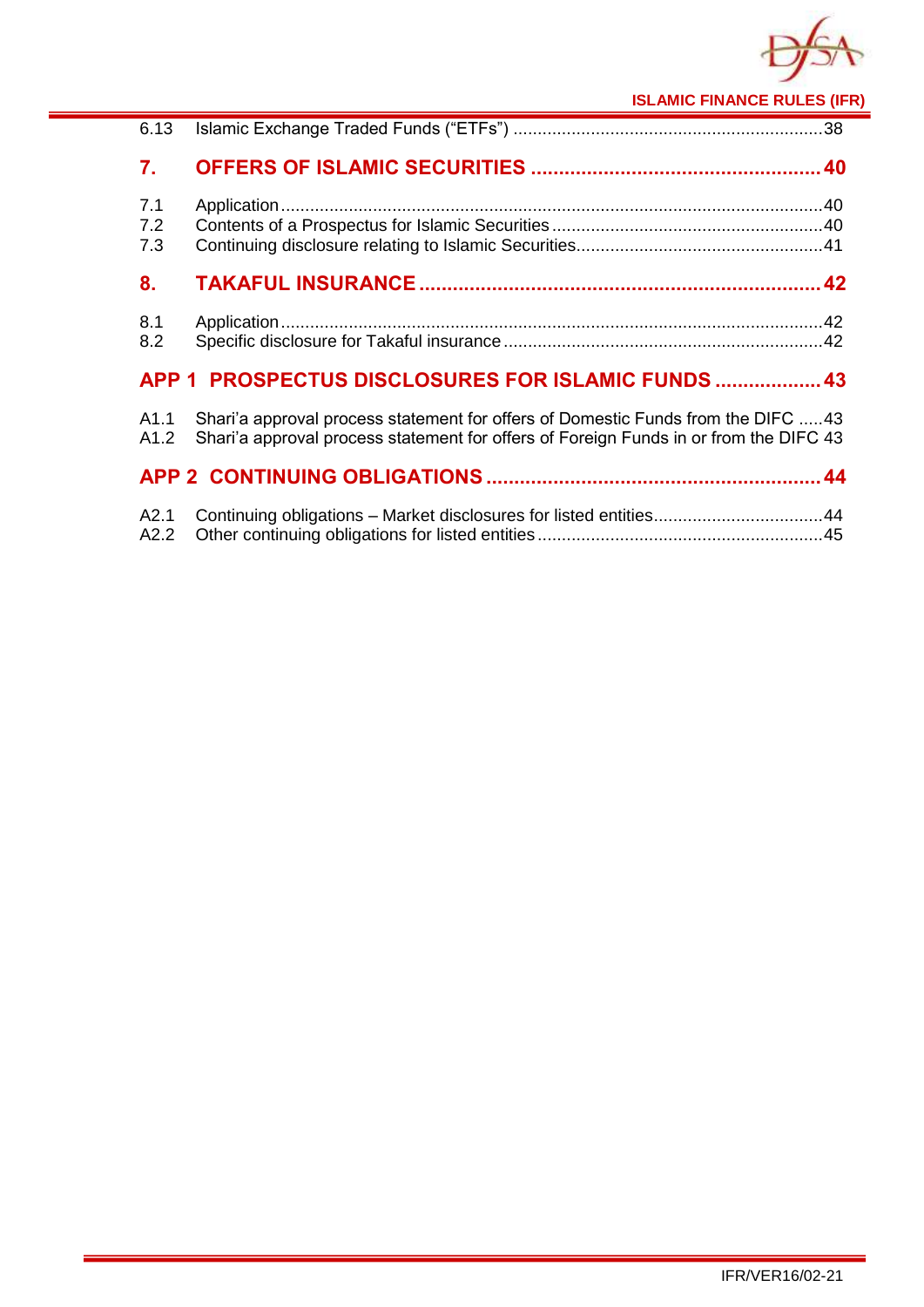6.13 Islamic Exchange Traded Funds ("ETFs") ....................................................................38

**7. OFFERS OF ISLAMIC SECURITIES .................................................... 40**

7.1 Application ...........................................................................................................40
7.2 Contents of a Prospectus for Islamic Securities ...................................................40
7.3 Continuing disclosure relating to Islamic Securities..............................................41

**8. TAKAFUL INSURANCE ........................................................................ 42**

8.1 Application ...........................................................................................................42
8.2 Specific disclosure for Takaful insurance .............................................................42

**APP 1 PROSPECTUS DISCLOSURES FOR ISLAMIC FUNDS ................... 43**

A1.1 Shari'a approval process statement for offers of Domestic Funds from the DIFC .....43
A1.2 Shari'a approval process statement for offers of Foreign Funds in or from the DIFC 43

**APP 2 CONTINUING OBLIGATIONS ............................................................ 44**

A2.1 Continuing obligations – Market disclosures for listed entities...................................44
A2.2 Other continuing obligations for listed entities ..........................................................45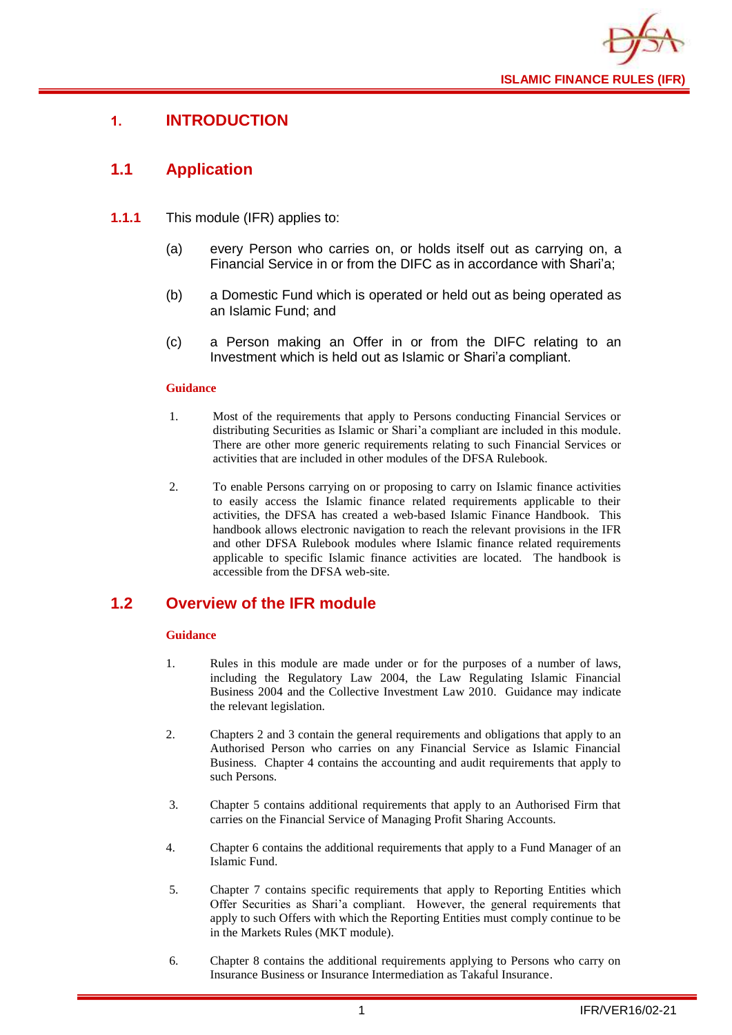# 1. INTRODUCTION

## 1.1 Application

**1.1.1** This module (IFR) applies to:

(a) every Person who carries on, or holds itself out as carrying on, a Financial Service in or from the DIFC as in accordance with Shari'a;

(b) a Domestic Fund which is operated or held out as being operated as an Islamic Fund; and

(c) a Person making an Offer in or from the DIFC relating to an Investment which is held out as Islamic or Shari'a compliant.

**Guidance**

1. Most of the requirements that apply to Persons conducting Financial Services or distributing Securities as Islamic or Shari'a compliant are included in this module. There are other more generic requirements relating to such Financial Services or activities that are included in other modules of the DFSA Rulebook.

2. To enable Persons carrying on or proposing to carry on Islamic finance activities to easily access the Islamic finance related requirements applicable to their activities, the DFSA has created a web-based Islamic Finance Handbook. This handbook allows electronic navigation to reach the relevant provisions in the IFR and other DFSA Rulebook modules where Islamic finance related requirements applicable to specific Islamic finance activities are located. The handbook is accessible from the DFSA web-site.

## 1.2 Overview of the IFR module

**Guidance**

1. Rules in this module are made under or for the purposes of a number of laws, including the Regulatory Law 2004, the Law Regulating Islamic Financial Business 2004 and the Collective Investment Law 2010. Guidance may indicate the relevant legislation.

2. Chapters 2 and 3 contain the general requirements and obligations that apply to an Authorised Person who carries on any Financial Service as Islamic Financial Business. Chapter 4 contains the accounting and audit requirements that apply to such Persons.

3. Chapter 5 contains additional requirements that apply to an Authorised Firm that carries on the Financial Service of Managing Profit Sharing Accounts.

4. Chapter 6 contains the additional requirements that apply to a Fund Manager of an Islamic Fund.

5. Chapter 7 contains specific requirements that apply to Reporting Entities which Offer Securities as Shari'a compliant. However, the general requirements that apply to such Offers with which the Reporting Entities must comply continue to be in the Markets Rules (MKT module).

6. Chapter 8 contains the additional requirements applying to Persons who carry on Insurance Business or Insurance Intermediation as Takaful Insurance.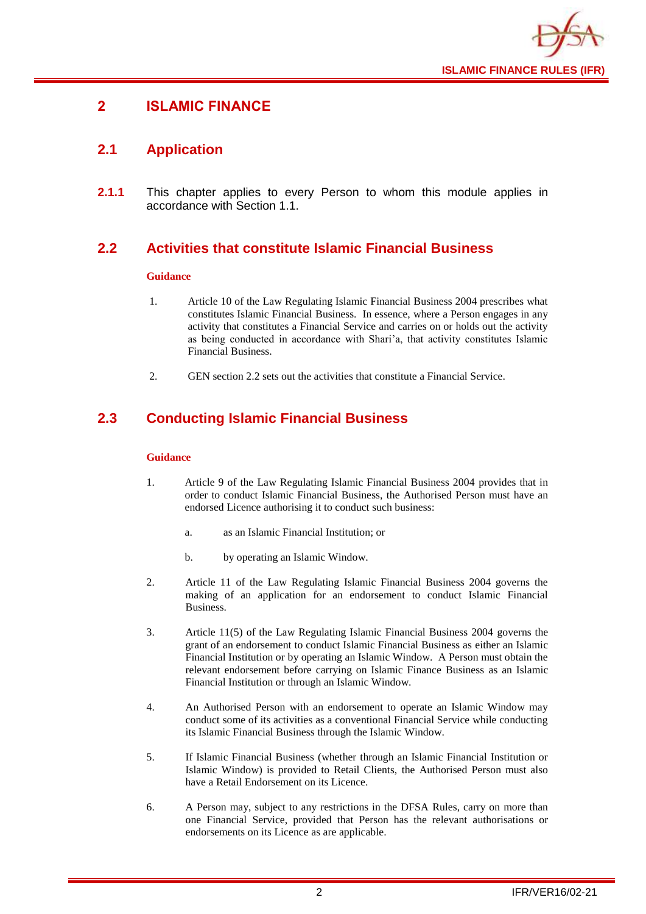# 2 ISLAMIC FINANCE

## 2.1 Application

**2.1.1** This chapter applies to every Person to whom this module applies in accordance with Section 1.1.

## 2.2 Activities that constitute Islamic Financial Business

**Guidance**

1. Article 10 of the Law Regulating Islamic Financial Business 2004 prescribes what constitutes Islamic Financial Business. In essence, where a Person engages in any activity that constitutes a Financial Service and carries on or holds out the activity as being conducted in accordance with Shari'a, that activity constitutes Islamic Financial Business.

2. GEN section 2.2 sets out the activities that constitute a Financial Service.

## 2.3 Conducting Islamic Financial Business

**Guidance**

1. Article 9 of the Law Regulating Islamic Financial Business 2004 provides that in order to conduct Islamic Financial Business, the Authorised Person must have an endorsed Licence authorising it to conduct such business:

   a. as an Islamic Financial Institution; or

   b. by operating an Islamic Window.

2. Article 11 of the Law Regulating Islamic Financial Business 2004 governs the making of an application for an endorsement to conduct Islamic Financial Business.

3. Article 11(5) of the Law Regulating Islamic Financial Business 2004 governs the grant of an endorsement to conduct Islamic Financial Business as either an Islamic Financial Institution or by operating an Islamic Window. A Person must obtain the relevant endorsement before carrying on Islamic Finance Business as an Islamic Financial Institution or through an Islamic Window.

4. An Authorised Person with an endorsement to operate an Islamic Window may conduct some of its activities as a conventional Financial Service while conducting its Islamic Financial Business through the Islamic Window.

5. If Islamic Financial Business (whether through an Islamic Financial Institution or Islamic Window) is provided to Retail Clients, the Authorised Person must also have a Retail Endorsement on its Licence.

6. A Person may, subject to any restrictions in the DFSA Rules, carry on more than one Financial Service, provided that Person has the relevant authorisations or endorsements on its Licence as are applicable.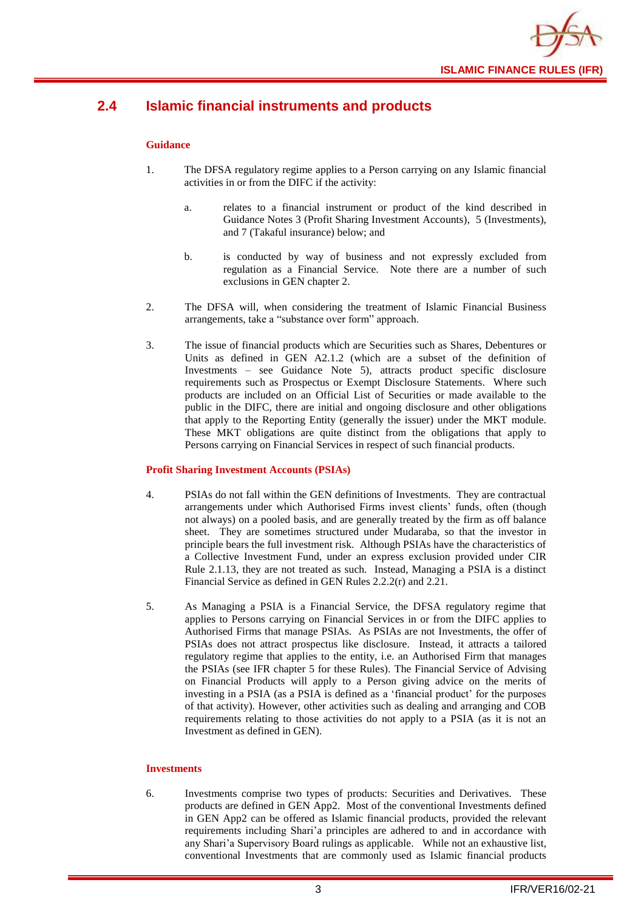## 2.4 Islamic financial instruments and products

### Guidance

1. The DFSA regulatory regime applies to a Person carrying on any Islamic financial activities in or from the DIFC if the activity:

   a. relates to a financial instrument or product of the kind described in Guidance Notes 3 (Profit Sharing Investment Accounts), 5 (Investments), and 7 (Takaful insurance) below; and

   b. is conducted by way of business and not expressly excluded from regulation as a Financial Service. Note there are a number of such exclusions in GEN chapter 2.

2. The DFSA will, when considering the treatment of Islamic Financial Business arrangements, take a "substance over form" approach.

3. The issue of financial products which are Securities such as Shares, Debentures or Units as defined in GEN A2.1.2 (which are a subset of the definition of Investments – see Guidance Note 5), attracts product specific disclosure requirements such as Prospectus or Exempt Disclosure Statements. Where such products are included on an Official List of Securities or made available to the public in the DIFC, there are initial and ongoing disclosure and other obligations that apply to the Reporting Entity (generally the issuer) under the MKT module. These MKT obligations are quite distinct from the obligations that apply to Persons carrying on Financial Services in respect of such financial products.

### Profit Sharing Investment Accounts (PSIAs)

4. PSIAs do not fall within the GEN definitions of Investments. They are contractual arrangements under which Authorised Firms invest clients' funds, often (though not always) on a pooled basis, and are generally treated by the firm as off balance sheet. They are sometimes structured under Mudaraba, so that the investor in principle bears the full investment risk. Although PSIAs have the characteristics of a Collective Investment Fund, under an express exclusion provided under CIR Rule 2.1.13, they are not treated as such. Instead, Managing a PSIA is a distinct Financial Service as defined in GEN Rules 2.2.2(r) and 2.21.

5. As Managing a PSIA is a Financial Service, the DFSA regulatory regime that applies to Persons carrying on Financial Services in or from the DIFC applies to Authorised Firms that manage PSIAs. As PSIAs are not Investments, the offer of PSIAs does not attract prospectus like disclosure. Instead, it attracts a tailored regulatory regime that applies to the entity, i.e. an Authorised Firm that manages the PSIAs (see IFR chapter 5 for these Rules). The Financial Service of Advising on Financial Products will apply to a Person giving advice on the merits of investing in a PSIA (as a PSIA is defined as a 'financial product' for the purposes of that activity). However, other activities such as dealing and arranging and COB requirements relating to those activities do not apply to a PSIA (as it is not an Investment as defined in GEN).

### Investments

6. Investments comprise two types of products: Securities and Derivatives. These products are defined in GEN App2. Most of the conventional Investments defined in GEN App2 can be offered as Islamic financial products, provided the relevant requirements including Shari'a principles are adhered to and in accordance with any Shari'a Supervisory Board rulings as applicable. While not an exhaustive list, conventional Investments that are commonly used as Islamic financial products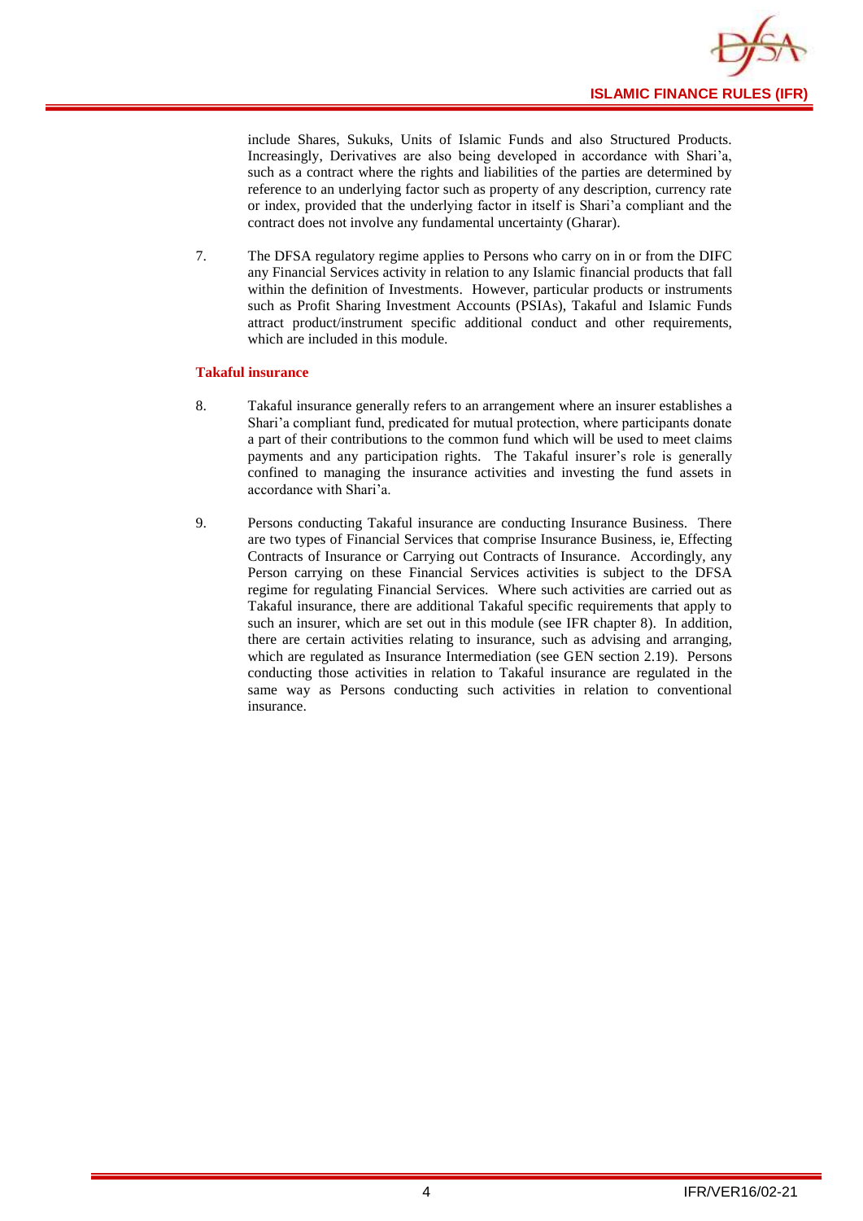include Shares, Sukuks, Units of Islamic Funds and also Structured Products. Increasingly, Derivatives are also being developed in accordance with Shari'a, such as a contract where the rights and liabilities of the parties are determined by reference to an underlying factor such as property of any description, currency rate or index, provided that the underlying factor in itself is Shari'a compliant and the contract does not involve any fundamental uncertainty (Gharar).

7. The DFSA regulatory regime applies to Persons who carry on in or from the DIFC any Financial Services activity in relation to any Islamic financial products that fall within the definition of Investments. However, particular products or instruments such as Profit Sharing Investment Accounts (PSIAs), Takaful and Islamic Funds attract product/instrument specific additional conduct and other requirements, which are included in this module.

### Takaful insurance

8. Takaful insurance generally refers to an arrangement where an insurer establishes a Shari'a compliant fund, predicated for mutual protection, where participants donate a part of their contributions to the common fund which will be used to meet claims payments and any participation rights. The Takaful insurer's role is generally confined to managing the insurance activities and investing the fund assets in accordance with Shari'a.

9. Persons conducting Takaful insurance are conducting Insurance Business. There are two types of Financial Services that comprise Insurance Business, ie, Effecting Contracts of Insurance or Carrying out Contracts of Insurance. Accordingly, any Person carrying on these Financial Services activities is subject to the DFSA regime for regulating Financial Services. Where such activities are carried out as Takaful insurance, there are additional Takaful specific requirements that apply to such an insurer, which are set out in this module (see IFR chapter 8). In addition, there are certain activities relating to insurance, such as advising and arranging, which are regulated as Insurance Intermediation (see GEN section 2.19). Persons conducting those activities in relation to Takaful insurance are regulated in the same way as Persons conducting such activities in relation to conventional insurance.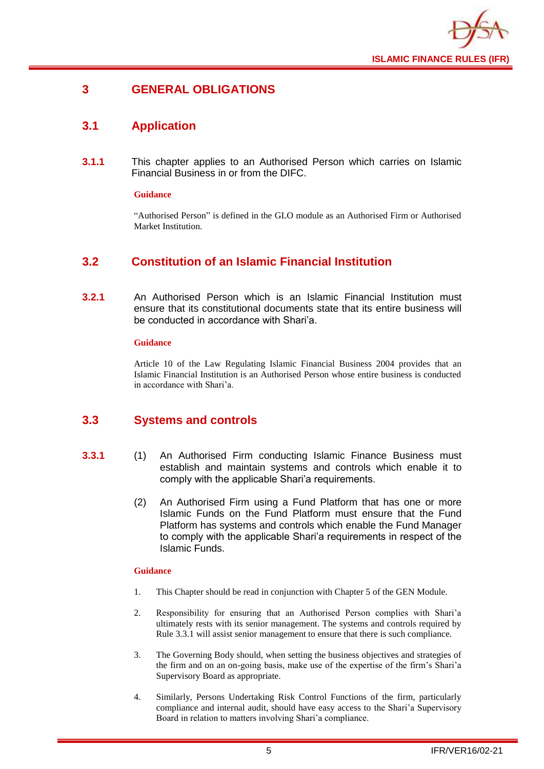# 3 GENERAL OBLIGATIONS

## 3.1 Application

**3.1.1** This chapter applies to an Authorised Person which carries on Islamic Financial Business in or from the DIFC.

**Guidance**

"Authorised Person" is defined in the GLO module as an Authorised Firm or Authorised Market Institution.

## 3.2 Constitution of an Islamic Financial Institution

**3.2.1** An Authorised Person which is an Islamic Financial Institution must ensure that its constitutional documents state that its entire business will be conducted in accordance with Shari'a.

**Guidance**

Article 10 of the Law Regulating Islamic Financial Business 2004 provides that an Islamic Financial Institution is an Authorised Person whose entire business is conducted in accordance with Shari'a.

## 3.3 Systems and controls

**3.3.1**

(1) An Authorised Firm conducting Islamic Finance Business must establish and maintain systems and controls which enable it to comply with the applicable Shari'a requirements.

(2) An Authorised Firm using a Fund Platform that has one or more Islamic Funds on the Fund Platform must ensure that the Fund Platform has systems and controls which enable the Fund Manager to comply with the applicable Shari'a requirements in respect of the Islamic Funds.

**Guidance**

1. This Chapter should be read in conjunction with Chapter 5 of the GEN Module.

2. Responsibility for ensuring that an Authorised Person complies with Shari'a ultimately rests with its senior management. The systems and controls required by Rule 3.3.1 will assist senior management to ensure that there is such compliance.

3. The Governing Body should, when setting the business objectives and strategies of the firm and on an on-going basis, make use of the expertise of the firm's Shari'a Supervisory Board as appropriate.

4. Similarly, Persons Undertaking Risk Control Functions of the firm, particularly compliance and internal audit, should have easy access to the Shari'a Supervisory Board in relation to matters involving Shari'a compliance.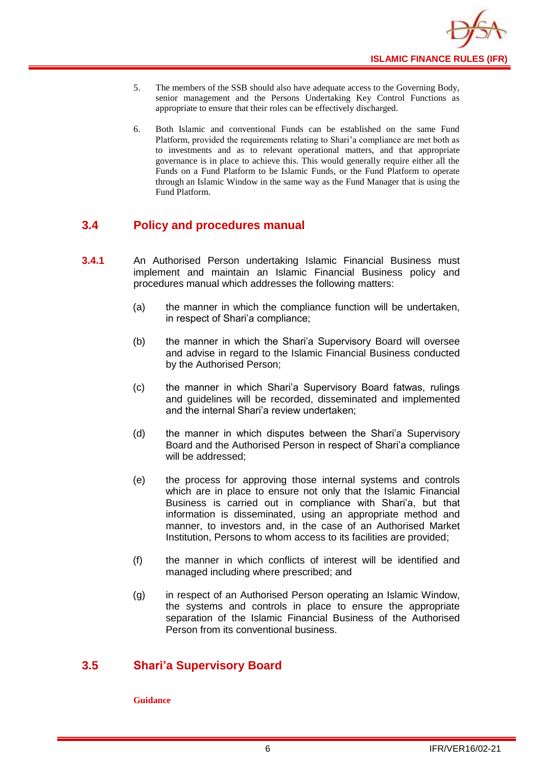5. The members of the SSB should also have adequate access to the Governing Body, senior management and the Persons Undertaking Key Control Functions as appropriate to ensure that their roles can be effectively discharged.

6. Both Islamic and conventional Funds can be established on the same Fund Platform, provided the requirements relating to Shari'a compliance are met both as to investments and as to relevant operational matters, and that appropriate governance is in place to achieve this. This would generally require either all the Funds on a Fund Platform to be Islamic Funds, or the Fund Platform to operate through an Islamic Window in the same way as the Fund Manager that is using the Fund Platform.

## 3.4 Policy and procedures manual

**3.4.1** An Authorised Person undertaking Islamic Financial Business must implement and maintain an Islamic Financial Business policy and procedures manual which addresses the following matters:

(a) the manner in which the compliance function will be undertaken, in respect of Shari'a compliance;

(b) the manner in which the Shari'a Supervisory Board will oversee and advise in regard to the Islamic Financial Business conducted by the Authorised Person;

(c) the manner in which Shari'a Supervisory Board fatwas, rulings and guidelines will be recorded, disseminated and implemented and the internal Shari'a review undertaken;

(d) the manner in which disputes between the Shari'a Supervisory Board and the Authorised Person in respect of Shari'a compliance will be addressed;

(e) the process for approving those internal systems and controls which are in place to ensure not only that the Islamic Financial Business is carried out in compliance with Shari'a, but that information is disseminated, using an appropriate method and manner, to investors and, in the case of an Authorised Market Institution, Persons to whom access to its facilities are provided;

(f) the manner in which conflicts of interest will be identified and managed including where prescribed; and

(g) in respect of an Authorised Person operating an Islamic Window, the systems and controls in place to ensure the appropriate separation of the Islamic Financial Business of the Authorised Person from its conventional business.

## 3.5 Shari'a Supervisory Board

**Guidance**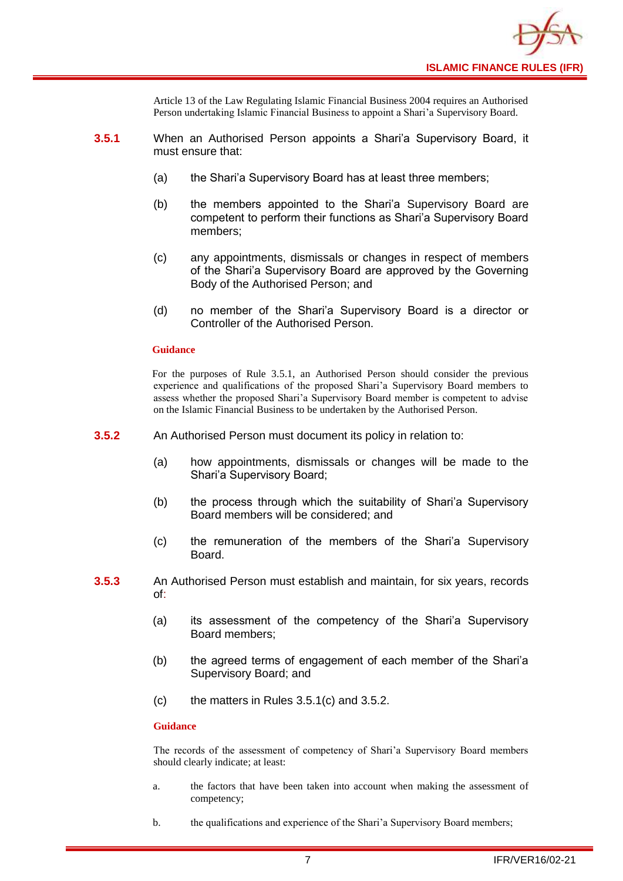Article 13 of the Law Regulating Islamic Financial Business 2004 requires an Authorised Person undertaking Islamic Financial Business to appoint a Shari'a Supervisory Board.

**3.5.1** When an Authorised Person appoints a Shari'a Supervisory Board, it must ensure that:

(a) the Shari'a Supervisory Board has at least three members;

(b) the members appointed to the Shari'a Supervisory Board are competent to perform their functions as Shari'a Supervisory Board members;

(c) any appointments, dismissals or changes in respect of members of the Shari'a Supervisory Board are approved by the Governing Body of the Authorised Person; and

(d) no member of the Shari'a Supervisory Board is a director or Controller of the Authorised Person.

**Guidance**

For the purposes of Rule 3.5.1, an Authorised Person should consider the previous experience and qualifications of the proposed Shari'a Supervisory Board members to assess whether the proposed Shari'a Supervisory Board member is competent to advise on the Islamic Financial Business to be undertaken by the Authorised Person.

**3.5.2** An Authorised Person must document its policy in relation to:

(a) how appointments, dismissals or changes will be made to the Shari'a Supervisory Board;

(b) the process through which the suitability of Shari'a Supervisory Board members will be considered; and

(c) the remuneration of the members of the Shari'a Supervisory Board.

**3.5.3** An Authorised Person must establish and maintain, for six years, records of:

(a) its assessment of the competency of the Shari'a Supervisory Board members;

(b) the agreed terms of engagement of each member of the Shari'a Supervisory Board; and

(c) the matters in Rules 3.5.1(c) and 3.5.2.

**Guidance**

The records of the assessment of competency of Shari'a Supervisory Board members should clearly indicate; at least:

a. the factors that have been taken into account when making the assessment of competency;

b. the qualifications and experience of the Shari'a Supervisory Board members;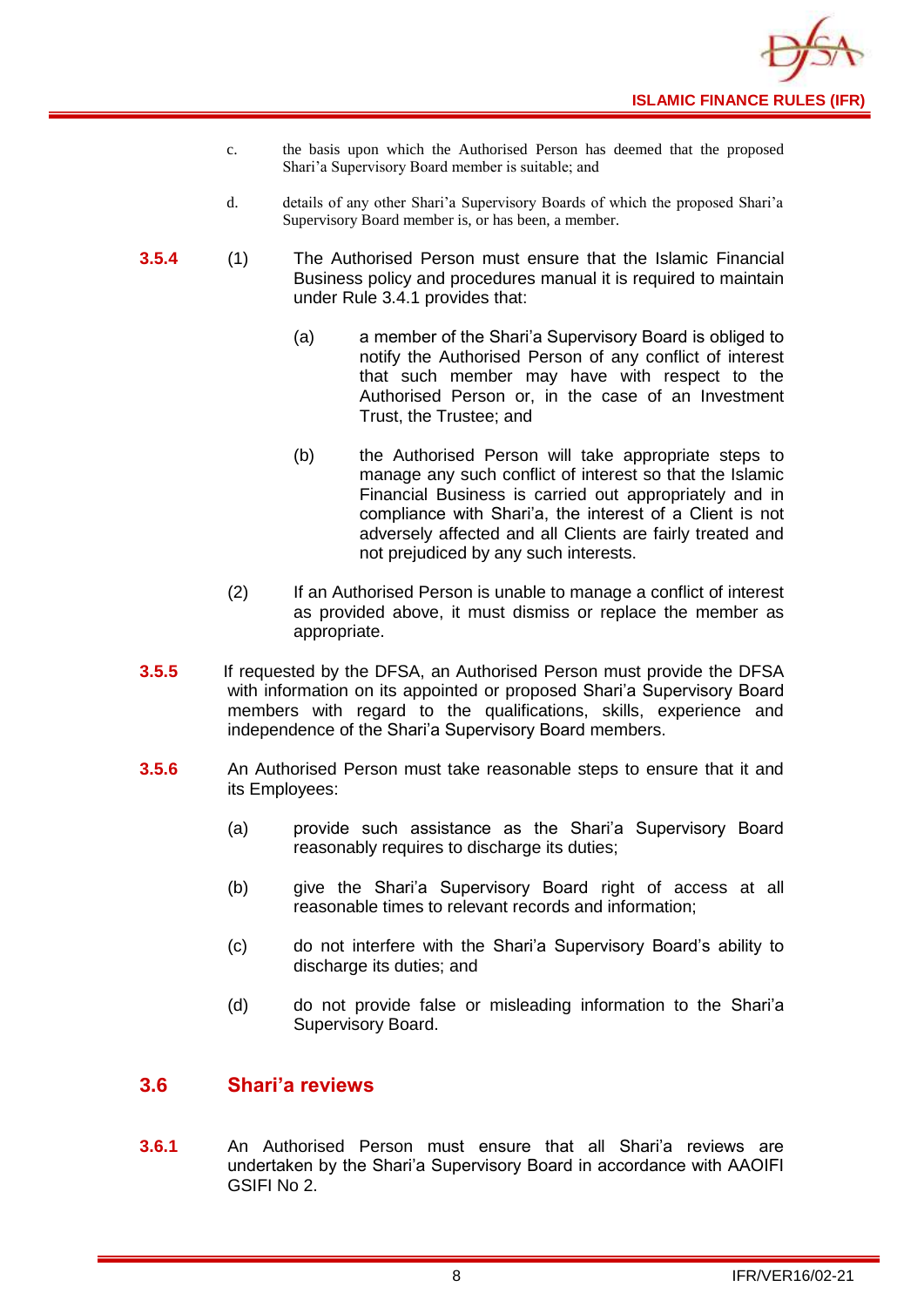c. the basis upon which the Authorised Person has deemed that the proposed Shari'a Supervisory Board member is suitable; and

d. details of any other Shari'a Supervisory Boards of which the proposed Shari'a Supervisory Board member is, or has been, a member.

**3.5.4** (1) The Authorised Person must ensure that the Islamic Financial Business policy and procedures manual it is required to maintain under Rule 3.4.1 provides that:

(a) a member of the Shari'a Supervisory Board is obliged to notify the Authorised Person of any conflict of interest that such member may have with respect to the Authorised Person or, in the case of an Investment Trust, the Trustee; and

(b) the Authorised Person will take appropriate steps to manage any such conflict of interest so that the Islamic Financial Business is carried out appropriately and in compliance with Shari'a, the interest of a Client is not adversely affected and all Clients are fairly treated and not prejudiced by any such interests.

(2) If an Authorised Person is unable to manage a conflict of interest as provided above, it must dismiss or replace the member as appropriate.

**3.5.5** If requested by the DFSA, an Authorised Person must provide the DFSA with information on its appointed or proposed Shari'a Supervisory Board members with regard to the qualifications, skills, experience and independence of the Shari'a Supervisory Board members.

**3.5.6** An Authorised Person must take reasonable steps to ensure that it and its Employees:

(a) provide such assistance as the Shari'a Supervisory Board reasonably requires to discharge its duties;

(b) give the Shari'a Supervisory Board right of access at all reasonable times to relevant records and information;

(c) do not interfere with the Shari'a Supervisory Board's ability to discharge its duties; and

(d) do not provide false or misleading information to the Shari'a Supervisory Board.

## 3.6 Shari'a reviews

**3.6.1** An Authorised Person must ensure that all Shari'a reviews are undertaken by the Shari'a Supervisory Board in accordance with AAOIFI GSIFI No 2.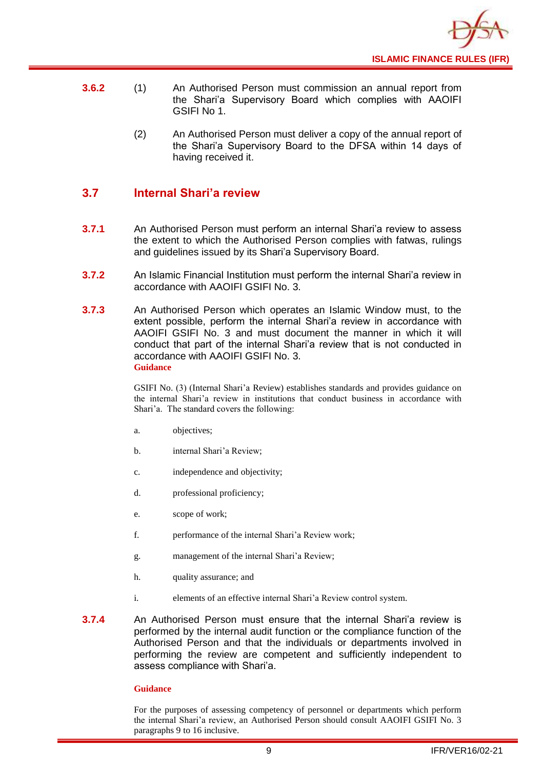**3.6.2** (1) An Authorised Person must commission an annual report from the Shari'a Supervisory Board which complies with AAOIFI GSIFI No 1.

(2) An Authorised Person must deliver a copy of the annual report of the Shari'a Supervisory Board to the DFSA within 14 days of having received it.

## 3.7 Internal Shari'a review

**3.7.1** An Authorised Person must perform an internal Shari'a review to assess the extent to which the Authorised Person complies with fatwas, rulings and guidelines issued by its Shari'a Supervisory Board.

**3.7.2** An Islamic Financial Institution must perform the internal Shari'a review in accordance with AAOIFI GSIFI No. 3.

**3.7.3** An Authorised Person which operates an Islamic Window must, to the extent possible, perform the internal Shari'a review in accordance with AAOIFI GSIFI No. 3 and must document the manner in which it will conduct that part of the internal Shari'a review that is not conducted in accordance with AAOIFI GSIFI No. 3.

**Guidance**

GSIFI No. (3) (Internal Shari'a Review) establishes standards and provides guidance on the internal Shari'a review in institutions that conduct business in accordance with Shari'a. The standard covers the following:

a. objectives;

b. internal Shari'a Review;

c. independence and objectivity;

d. professional proficiency;

e. scope of work;

f. performance of the internal Shari'a Review work;

g. management of the internal Shari'a Review;

h. quality assurance; and

i. elements of an effective internal Shari'a Review control system.

**3.7.4** An Authorised Person must ensure that the internal Shari'a review is performed by the internal audit function or the compliance function of the Authorised Person and that the individuals or departments involved in performing the review are competent and sufficiently independent to assess compliance with Shari'a.

**Guidance**

For the purposes of assessing competency of personnel or departments which perform the internal Shari'a review, an Authorised Person should consult AAOIFI GSIFI No. 3 paragraphs 9 to 16 inclusive.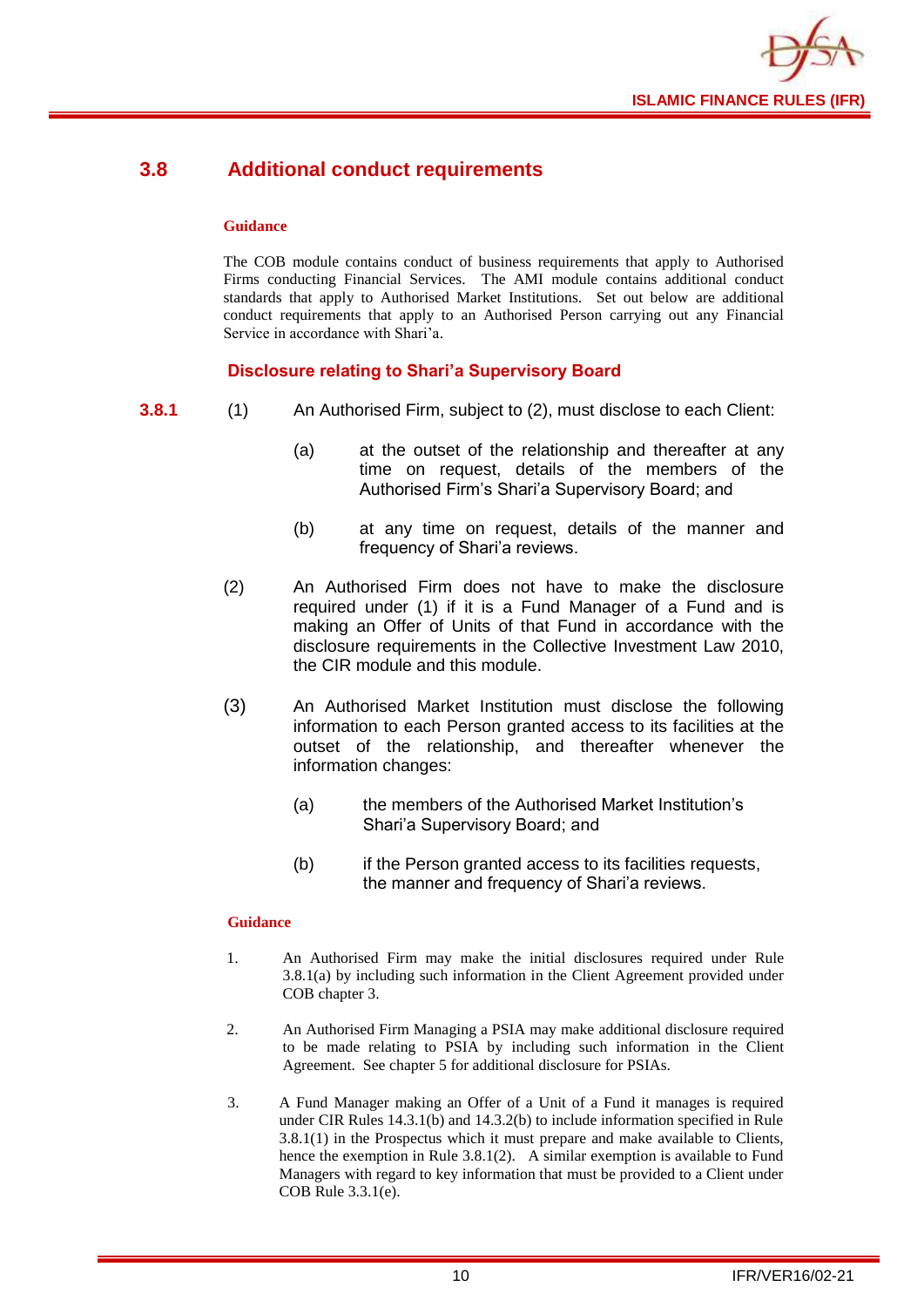## 3.8 Additional conduct requirements

**Guidance**

The COB module contains conduct of business requirements that apply to Authorised Firms conducting Financial Services. The AMI module contains additional conduct standards that apply to Authorised Market Institutions. Set out below are additional conduct requirements that apply to an Authorised Person carrying out any Financial Service in accordance with Shari'a.

### Disclosure relating to Shari'a Supervisory Board

**3.8.1** (1) An Authorised Firm, subject to (2), must disclose to each Client:

(a) at the outset of the relationship and thereafter at any time on request, details of the members of the Authorised Firm's Shari'a Supervisory Board; and

(b) at any time on request, details of the manner and frequency of Shari'a reviews.

(2) An Authorised Firm does not have to make the disclosure required under (1) if it is a Fund Manager of a Fund and is making an Offer of Units of that Fund in accordance with the disclosure requirements in the Collective Investment Law 2010, the CIR module and this module.

(3) An Authorised Market Institution must disclose the following information to each Person granted access to its facilities at the outset of the relationship, and thereafter whenever the information changes:

(a) the members of the Authorised Market Institution's Shari'a Supervisory Board; and

(b) if the Person granted access to its facilities requests, the manner and frequency of Shari'a reviews.

**Guidance**

1. An Authorised Firm may make the initial disclosures required under Rule 3.8.1(a) by including such information in the Client Agreement provided under COB chapter 3.

2. An Authorised Firm Managing a PSIA may make additional disclosure required to be made relating to PSIA by including such information in the Client Agreement. See chapter 5 for additional disclosure for PSIAs.

3. A Fund Manager making an Offer of a Unit of a Fund it manages is required under CIR Rules 14.3.1(b) and 14.3.2(b) to include information specified in Rule 3.8.1(1) in the Prospectus which it must prepare and make available to Clients, hence the exemption in Rule 3.8.1(2). A similar exemption is available to Fund Managers with regard to key information that must be provided to a Client under COB Rule 3.3.1(e).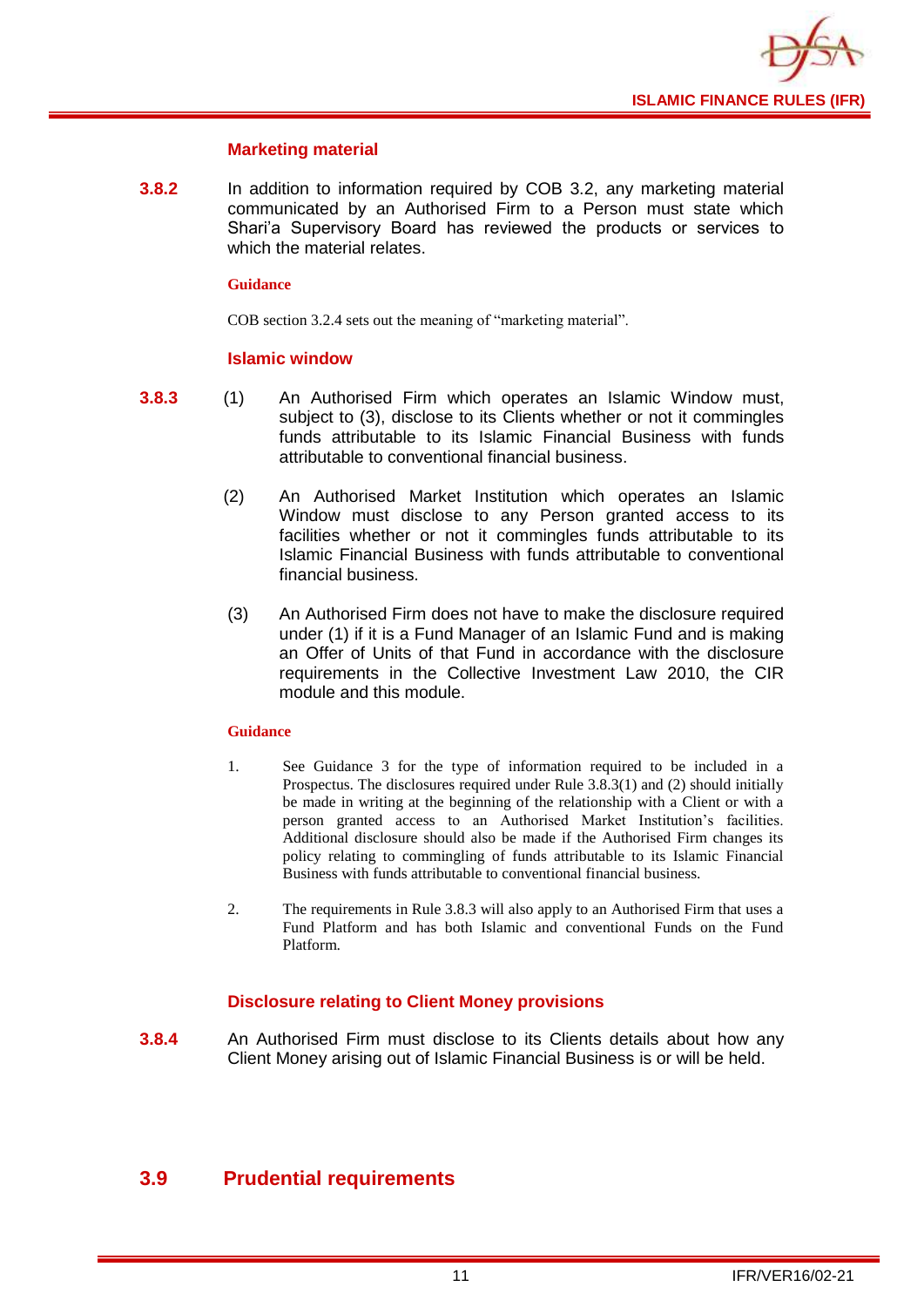#### Marketing material

**3.8.2** In addition to information required by COB 3.2, any marketing material communicated by an Authorised Firm to a Person must state which Shari'a Supervisory Board has reviewed the products or services to which the material relates.

**Guidance**

COB section 3.2.4 sets out the meaning of "marketing material".

#### Islamic window

**3.8.3** (1) An Authorised Firm which operates an Islamic Window must, subject to (3), disclose to its Clients whether or not it commingles funds attributable to its Islamic Financial Business with funds attributable to conventional financial business.

(2) An Authorised Market Institution which operates an Islamic Window must disclose to any Person granted access to its facilities whether or not it commingles funds attributable to its Islamic Financial Business with funds attributable to conventional financial business.

(3) An Authorised Firm does not have to make the disclosure required under (1) if it is a Fund Manager of an Islamic Fund and is making an Offer of Units of that Fund in accordance with the disclosure requirements in the Collective Investment Law 2010, the CIR module and this module.

**Guidance**

1. See Guidance 3 for the type of information required to be included in a Prospectus. The disclosures required under Rule 3.8.3(1) and (2) should initially be made in writing at the beginning of the relationship with a Client or with a person granted access to an Authorised Market Institution's facilities. Additional disclosure should also be made if the Authorised Firm changes its policy relating to commingling of funds attributable to its Islamic Financial Business with funds attributable to conventional financial business.

2. The requirements in Rule 3.8.3 will also apply to an Authorised Firm that uses a Fund Platform and has both Islamic and conventional Funds on the Fund Platform.

#### Disclosure relating to Client Money provisions

**3.8.4** An Authorised Firm must disclose to its Clients details about how any Client Money arising out of Islamic Financial Business is or will be held.

## 3.9 Prudential requirements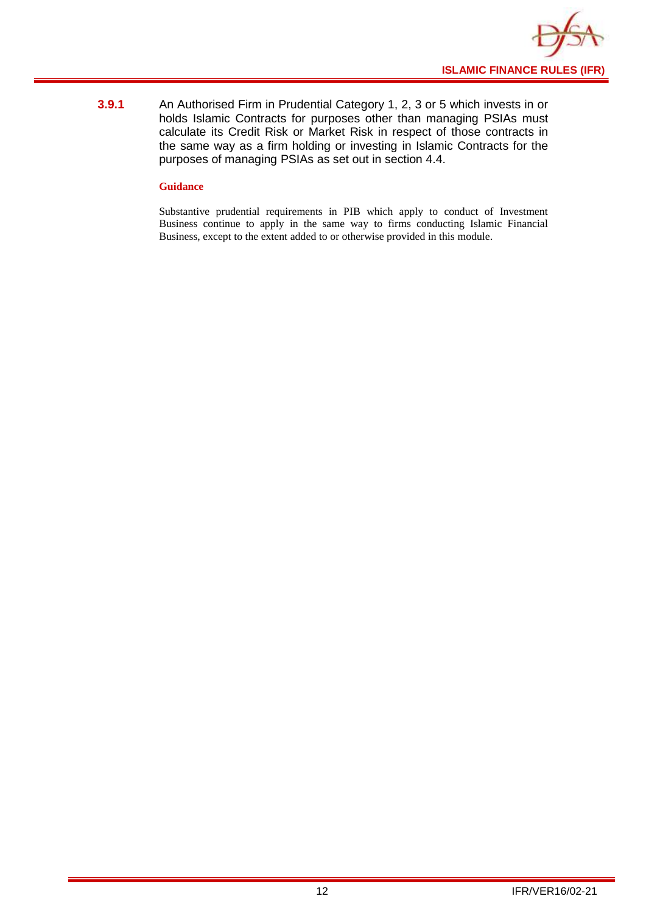**3.9.1** An Authorised Firm in Prudential Category 1, 2, 3 or 5 which invests in or holds Islamic Contracts for purposes other than managing PSIAs must calculate its Credit Risk or Market Risk in respect of those contracts in the same way as a firm holding or investing in Islamic Contracts for the purposes of managing PSIAs as set out in section 4.4.

**Guidance**

Substantive prudential requirements in PIB which apply to conduct of Investment Business continue to apply in the same way to firms conducting Islamic Financial Business, except to the extent added to or otherwise provided in this module.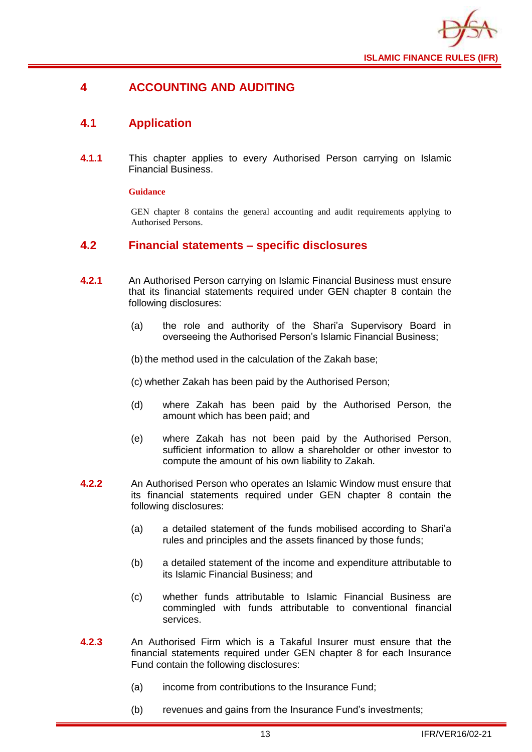# 4 ACCOUNTING AND AUDITING

## 4.1 Application

**4.1.1** This chapter applies to every Authorised Person carrying on Islamic Financial Business.

**Guidance**

GEN chapter 8 contains the general accounting and audit requirements applying to Authorised Persons.

## 4.2 Financial statements – specific disclosures

**4.2.1** An Authorised Person carrying on Islamic Financial Business must ensure that its financial statements required under GEN chapter 8 contain the following disclosures:

(a) the role and authority of the Shari'a Supervisory Board in overseeing the Authorised Person's Islamic Financial Business;

(b) the method used in the calculation of the Zakah base;

(c) whether Zakah has been paid by the Authorised Person;

(d) where Zakah has been paid by the Authorised Person, the amount which has been paid; and

(e) where Zakah has not been paid by the Authorised Person, sufficient information to allow a shareholder or other investor to compute the amount of his own liability to Zakah.

**4.2.2** An Authorised Person who operates an Islamic Window must ensure that its financial statements required under GEN chapter 8 contain the following disclosures:

(a) a detailed statement of the funds mobilised according to Shari'a rules and principles and the assets financed by those funds;

(b) a detailed statement of the income and expenditure attributable to its Islamic Financial Business; and

(c) whether funds attributable to Islamic Financial Business are commingled with funds attributable to conventional financial services.

**4.2.3** An Authorised Firm which is a Takaful Insurer must ensure that the financial statements required under GEN chapter 8 for each Insurance Fund contain the following disclosures:

(a) income from contributions to the Insurance Fund;

(b) revenues and gains from the Insurance Fund's investments;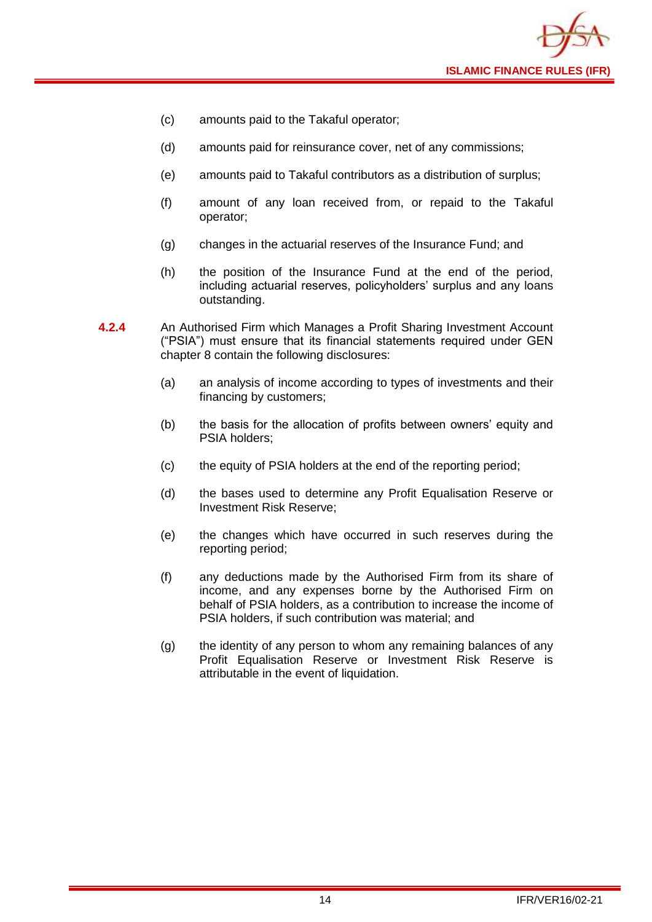(c) amounts paid to the Takaful operator;

(d) amounts paid for reinsurance cover, net of any commissions;

(e) amounts paid to Takaful contributors as a distribution of surplus;

(f) amount of any loan received from, or repaid to the Takaful operator;

(g) changes in the actuarial reserves of the Insurance Fund; and

(h) the position of the Insurance Fund at the end of the period, including actuarial reserves, policyholders' surplus and any loans outstanding.

**4.2.4** An Authorised Firm which Manages a Profit Sharing Investment Account ("PSIA") must ensure that its financial statements required under GEN chapter 8 contain the following disclosures:

(a) an analysis of income according to types of investments and their financing by customers;

(b) the basis for the allocation of profits between owners' equity and PSIA holders;

(c) the equity of PSIA holders at the end of the reporting period;

(d) the bases used to determine any Profit Equalisation Reserve or Investment Risk Reserve;

(e) the changes which have occurred in such reserves during the reporting period;

(f) any deductions made by the Authorised Firm from its share of income, and any expenses borne by the Authorised Firm on behalf of PSIA holders, as a contribution to increase the income of PSIA holders, if such contribution was material; and

(g) the identity of any person to whom any remaining balances of any Profit Equalisation Reserve or Investment Risk Reserve is attributable in the event of liquidation.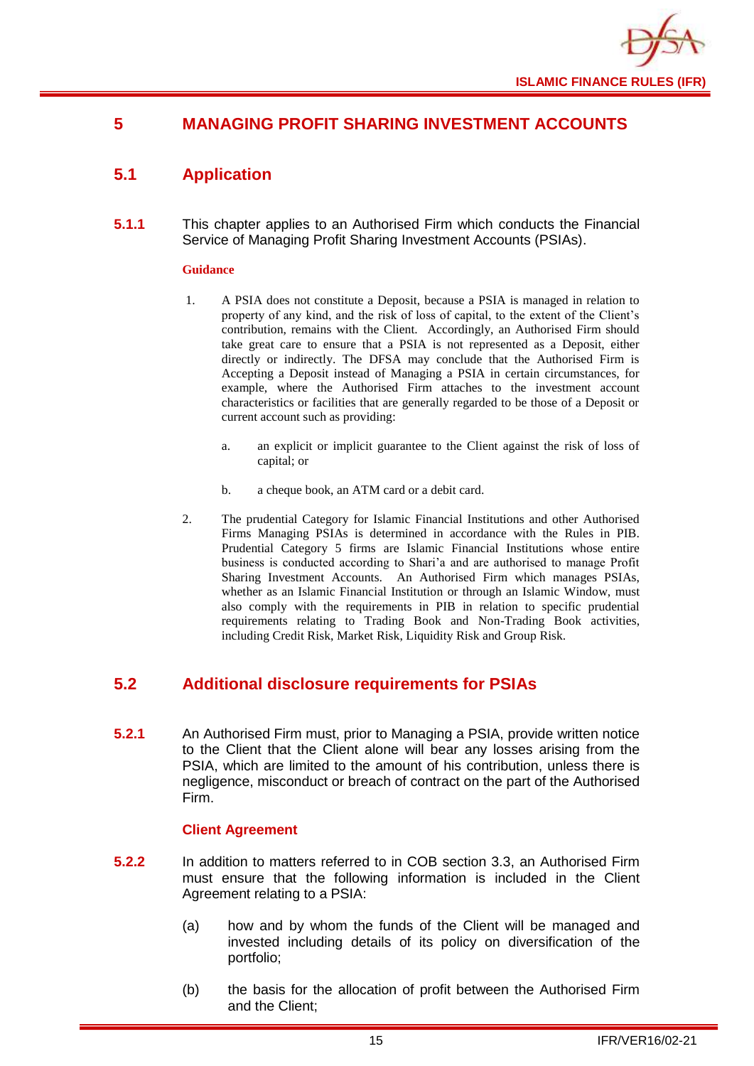# 5 MANAGING PROFIT SHARING INVESTMENT ACCOUNTS

## 5.1 Application

**5.1.1** This chapter applies to an Authorised Firm which conducts the Financial Service of Managing Profit Sharing Investment Accounts (PSIAs).

**Guidance**

1. A PSIA does not constitute a Deposit, because a PSIA is managed in relation to property of any kind, and the risk of loss of capital, to the extent of the Client's contribution, remains with the Client. Accordingly, an Authorised Firm should take great care to ensure that a PSIA is not represented as a Deposit, either directly or indirectly. The DFSA may conclude that the Authorised Firm is Accepting a Deposit instead of Managing a PSIA in certain circumstances, for example, where the Authorised Firm attaches to the investment account characteristics or facilities that are generally regarded to be those of a Deposit or current account such as providing:

   a. an explicit or implicit guarantee to the Client against the risk of loss of capital; or

   b. a cheque book, an ATM card or a debit card.

2. The prudential Category for Islamic Financial Institutions and other Authorised Firms Managing PSIAs is determined in accordance with the Rules in PIB. Prudential Category 5 firms are Islamic Financial Institutions whose entire business is conducted according to Shari'a and are authorised to manage Profit Sharing Investment Accounts. An Authorised Firm which manages PSIAs, whether as an Islamic Financial Institution or through an Islamic Window, must also comply with the requirements in PIB in relation to specific prudential requirements relating to Trading Book and Non-Trading Book activities, including Credit Risk, Market Risk, Liquidity Risk and Group Risk.

## 5.2 Additional disclosure requirements for PSIAs

**5.2.1** An Authorised Firm must, prior to Managing a PSIA, provide written notice to the Client that the Client alone will bear any losses arising from the PSIA, which are limited to the amount of his contribution, unless there is negligence, misconduct or breach of contract on the part of the Authorised Firm.

### Client Agreement

**5.2.2** In addition to matters referred to in COB section 3.3, an Authorised Firm must ensure that the following information is included in the Client Agreement relating to a PSIA:

(a) how and by whom the funds of the Client will be managed and invested including details of its policy on diversification of the portfolio;

(b) the basis for the allocation of profit between the Authorised Firm and the Client;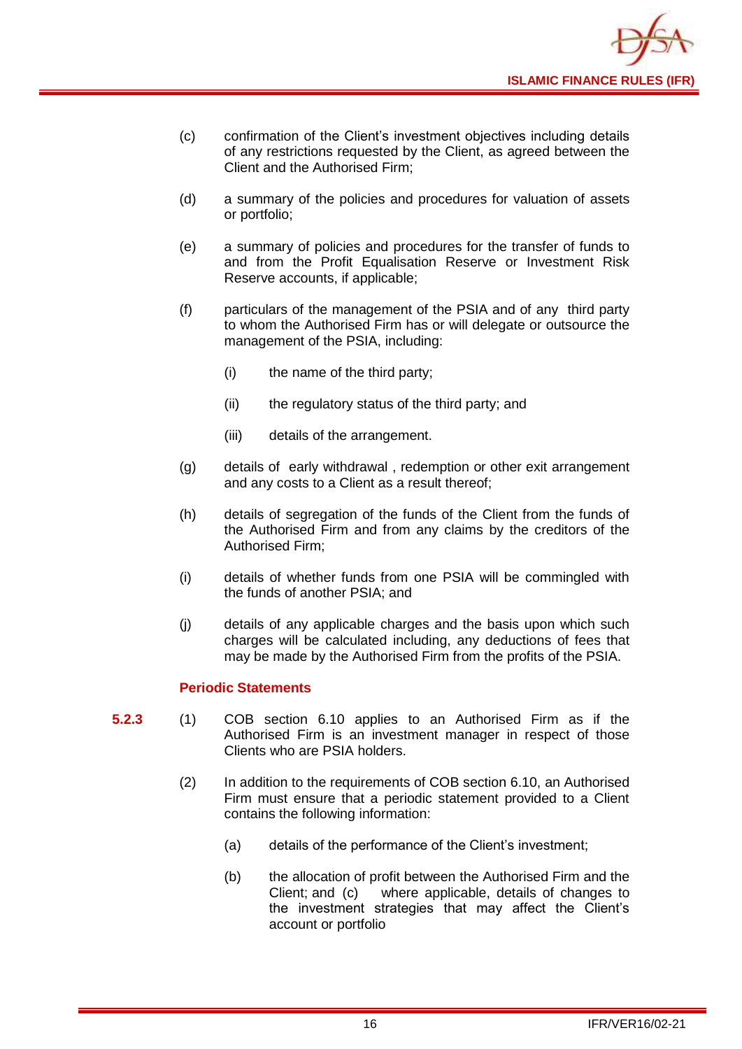(c) confirmation of the Client's investment objectives including details of any restrictions requested by the Client, as agreed between the Client and the Authorised Firm;

(d) a summary of the policies and procedures for valuation of assets or portfolio;

(e) a summary of policies and procedures for the transfer of funds to and from the Profit Equalisation Reserve or Investment Risk Reserve accounts, if applicable;

(f) particulars of the management of the PSIA and of any third party to whom the Authorised Firm has or will delegate or outsource the management of the PSIA, including:

   (i) the name of the third party;

   (ii) the regulatory status of the third party; and

   (iii) details of the arrangement.

(g) details of early withdrawal , redemption or other exit arrangement and any costs to a Client as a result thereof;

(h) details of segregation of the funds of the Client from the funds of the Authorised Firm and from any claims by the creditors of the Authorised Firm;

(i) details of whether funds from one PSIA will be commingled with the funds of another PSIA; and

(j) details of any applicable charges and the basis upon which such charges will be calculated including, any deductions of fees that may be made by the Authorised Firm from the profits of the PSIA.

### Periodic Statements

**5.2.3** (1) COB section 6.10 applies to an Authorised Firm as if the Authorised Firm is an investment manager in respect of those Clients who are PSIA holders.

(2) In addition to the requirements of COB section 6.10, an Authorised Firm must ensure that a periodic statement provided to a Client contains the following information:

   (a) details of the performance of the Client's investment;

   (b) the allocation of profit between the Authorised Firm and the Client; and (c) where applicable, details of changes to the investment strategies that may affect the Client's account or portfolio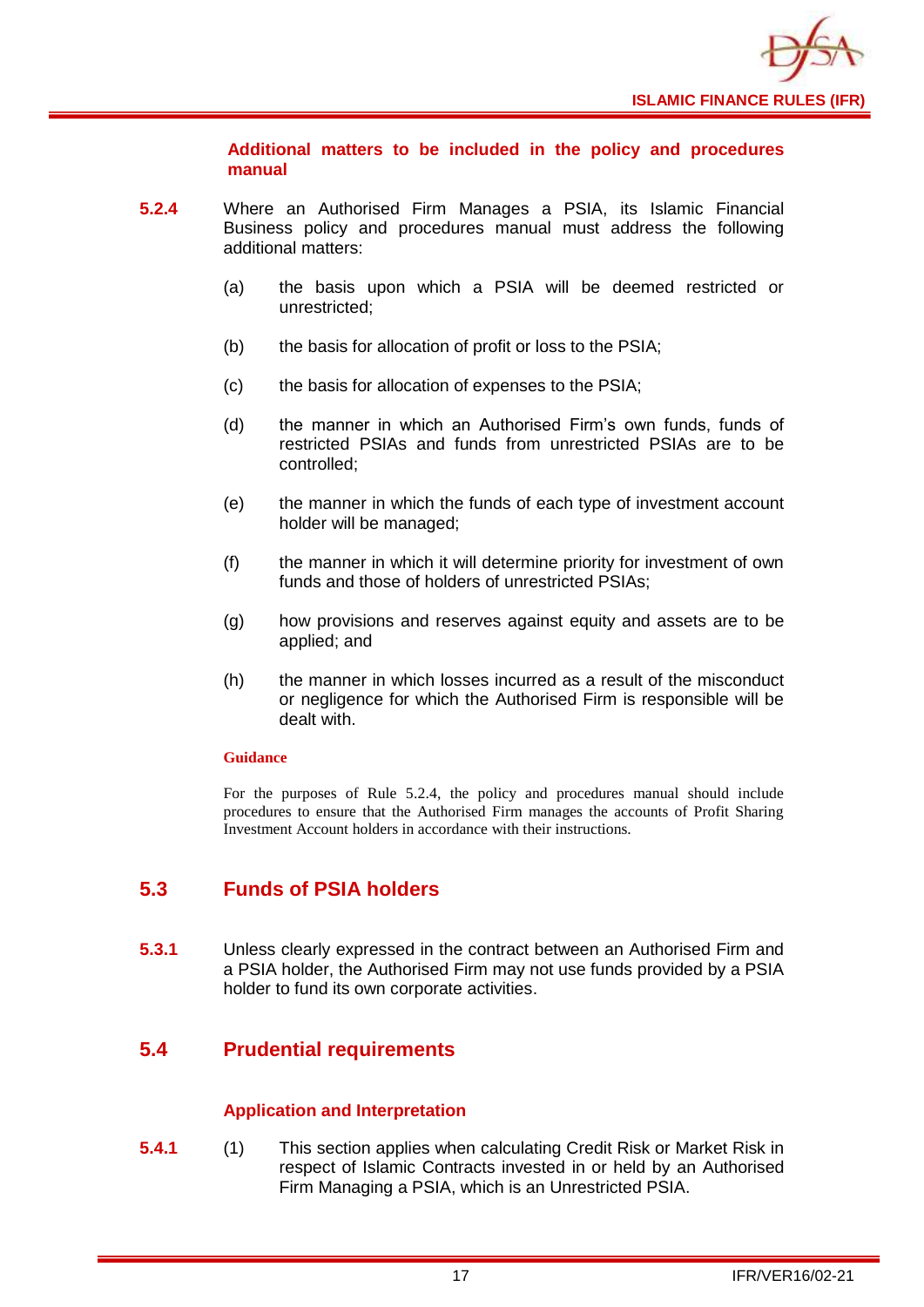### Additional matters to be included in the policy and procedures manual

**5.2.4** Where an Authorised Firm Manages a PSIA, its Islamic Financial Business policy and procedures manual must address the following additional matters:

(a) the basis upon which a PSIA will be deemed restricted or unrestricted;

(b) the basis for allocation of profit or loss to the PSIA;

(c) the basis for allocation of expenses to the PSIA;

(d) the manner in which an Authorised Firm's own funds, funds of restricted PSIAs and funds from unrestricted PSIAs are to be controlled;

(e) the manner in which the funds of each type of investment account holder will be managed;

(f) the manner in which it will determine priority for investment of own funds and those of holders of unrestricted PSIAs;

(g) how provisions and reserves against equity and assets are to be applied; and

(h) the manner in which losses incurred as a result of the misconduct or negligence for which the Authorised Firm is responsible will be dealt with.

**Guidance**

For the purposes of Rule 5.2.4, the policy and procedures manual should include procedures to ensure that the Authorised Firm manages the accounts of Profit Sharing Investment Account holders in accordance with their instructions.

## 5.3 Funds of PSIA holders

**5.3.1** Unless clearly expressed in the contract between an Authorised Firm and a PSIA holder, the Authorised Firm may not use funds provided by a PSIA holder to fund its own corporate activities.

## 5.4 Prudential requirements

### Application and Interpretation

**5.4.1** (1) This section applies when calculating Credit Risk or Market Risk in respect of Islamic Contracts invested in or held by an Authorised Firm Managing a PSIA, which is an Unrestricted PSIA.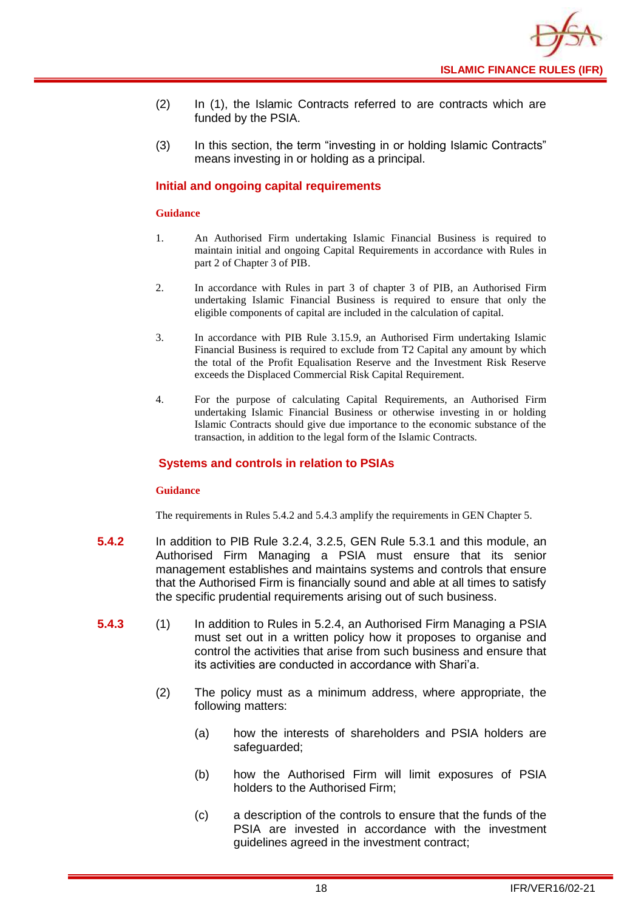(2) In (1), the Islamic Contracts referred to are contracts which are funded by the PSIA.

(3) In this section, the term "investing in or holding Islamic Contracts" means investing in or holding as a principal.

### Initial and ongoing capital requirements

**Guidance**

1. An Authorised Firm undertaking Islamic Financial Business is required to maintain initial and ongoing Capital Requirements in accordance with Rules in part 2 of Chapter 3 of PIB.

2. In accordance with Rules in part 3 of chapter 3 of PIB, an Authorised Firm undertaking Islamic Financial Business is required to ensure that only the eligible components of capital are included in the calculation of capital.

3. In accordance with PIB Rule 3.15.9, an Authorised Firm undertaking Islamic Financial Business is required to exclude from T2 Capital any amount by which the total of the Profit Equalisation Reserve and the Investment Risk Reserve exceeds the Displaced Commercial Risk Capital Requirement.

4. For the purpose of calculating Capital Requirements, an Authorised Firm undertaking Islamic Financial Business or otherwise investing in or holding Islamic Contracts should give due importance to the economic substance of the transaction, in addition to the legal form of the Islamic Contracts.

### Systems and controls in relation to PSIAs

**Guidance**

The requirements in Rules 5.4.2 and 5.4.3 amplify the requirements in GEN Chapter 5.

**5.4.2** In addition to PIB Rule 3.2.4, 3.2.5, GEN Rule 5.3.1 and this module, an Authorised Firm Managing a PSIA must ensure that its senior management establishes and maintains systems and controls that ensure that the Authorised Firm is financially sound and able at all times to satisfy the specific prudential requirements arising out of such business.

**5.4.3** (1) In addition to Rules in 5.2.4, an Authorised Firm Managing a PSIA must set out in a written policy how it proposes to organise and control the activities that arise from such business and ensure that its activities are conducted in accordance with Shari'a.

(2) The policy must as a minimum address, where appropriate, the following matters:

(a) how the interests of shareholders and PSIA holders are safeguarded;

(b) how the Authorised Firm will limit exposures of PSIA holders to the Authorised Firm;

(c) a description of the controls to ensure that the funds of the PSIA are invested in accordance with the investment guidelines agreed in the investment contract;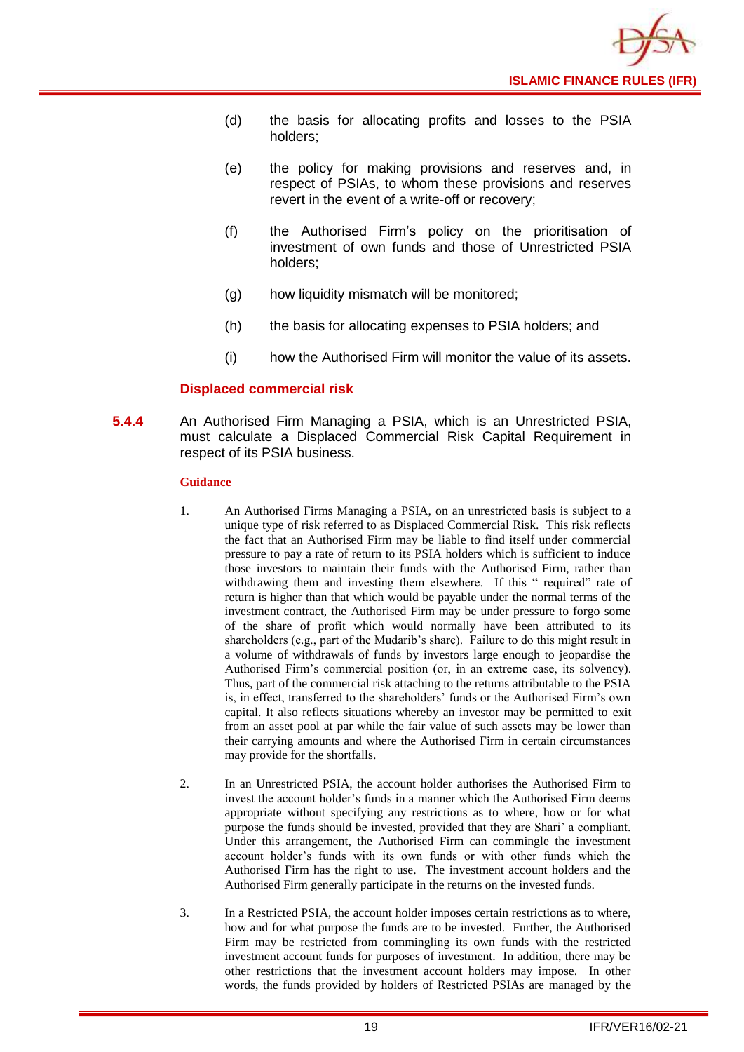(d) the basis for allocating profits and losses to the PSIA holders;

(e) the policy for making provisions and reserves and, in respect of PSIAs, to whom these provisions and reserves revert in the event of a write-off or recovery;

(f) the Authorised Firm's policy on the prioritisation of investment of own funds and those of Unrestricted PSIA holders;

(g) how liquidity mismatch will be monitored;

(h) the basis for allocating expenses to PSIA holders; and

(i) how the Authorised Firm will monitor the value of its assets.

### Displaced commercial risk

**5.4.4** An Authorised Firm Managing a PSIA, which is an Unrestricted PSIA, must calculate a Displaced Commercial Risk Capital Requirement in respect of its PSIA business.

**Guidance**

1. An Authorised Firms Managing a PSIA, on an unrestricted basis is subject to a unique type of risk referred to as Displaced Commercial Risk. This risk reflects the fact that an Authorised Firm may be liable to find itself under commercial pressure to pay a rate of return to its PSIA holders which is sufficient to induce those investors to maintain their funds with the Authorised Firm, rather than withdrawing them and investing them elsewhere. If this " required" rate of return is higher than that which would be payable under the normal terms of the investment contract, the Authorised Firm may be under pressure to forgo some of the share of profit which would normally have been attributed to its shareholders (e.g., part of the Mudarib's share). Failure to do this might result in a volume of withdrawals of funds by investors large enough to jeopardise the Authorised Firm's commercial position (or, in an extreme case, its solvency). Thus, part of the commercial risk attaching to the returns attributable to the PSIA is, in effect, transferred to the shareholders' funds or the Authorised Firm's own capital. It also reflects situations whereby an investor may be permitted to exit from an asset pool at par while the fair value of such assets may be lower than their carrying amounts and where the Authorised Firm in certain circumstances may provide for the shortfalls.

2. In an Unrestricted PSIA, the account holder authorises the Authorised Firm to invest the account holder's funds in a manner which the Authorised Firm deems appropriate without specifying any restrictions as to where, how or for what purpose the funds should be invested, provided that they are Shari' a compliant. Under this arrangement, the Authorised Firm can commingle the investment account holder's funds with its own funds or with other funds which the Authorised Firm has the right to use. The investment account holders and the Authorised Firm generally participate in the returns on the invested funds.

3. In a Restricted PSIA, the account holder imposes certain restrictions as to where, how and for what purpose the funds are to be invested. Further, the Authorised Firm may be restricted from commingling its own funds with the restricted investment account funds for purposes of investment. In addition, there may be other restrictions that the investment account holders may impose. In other words, the funds provided by holders of Restricted PSIAs are managed by the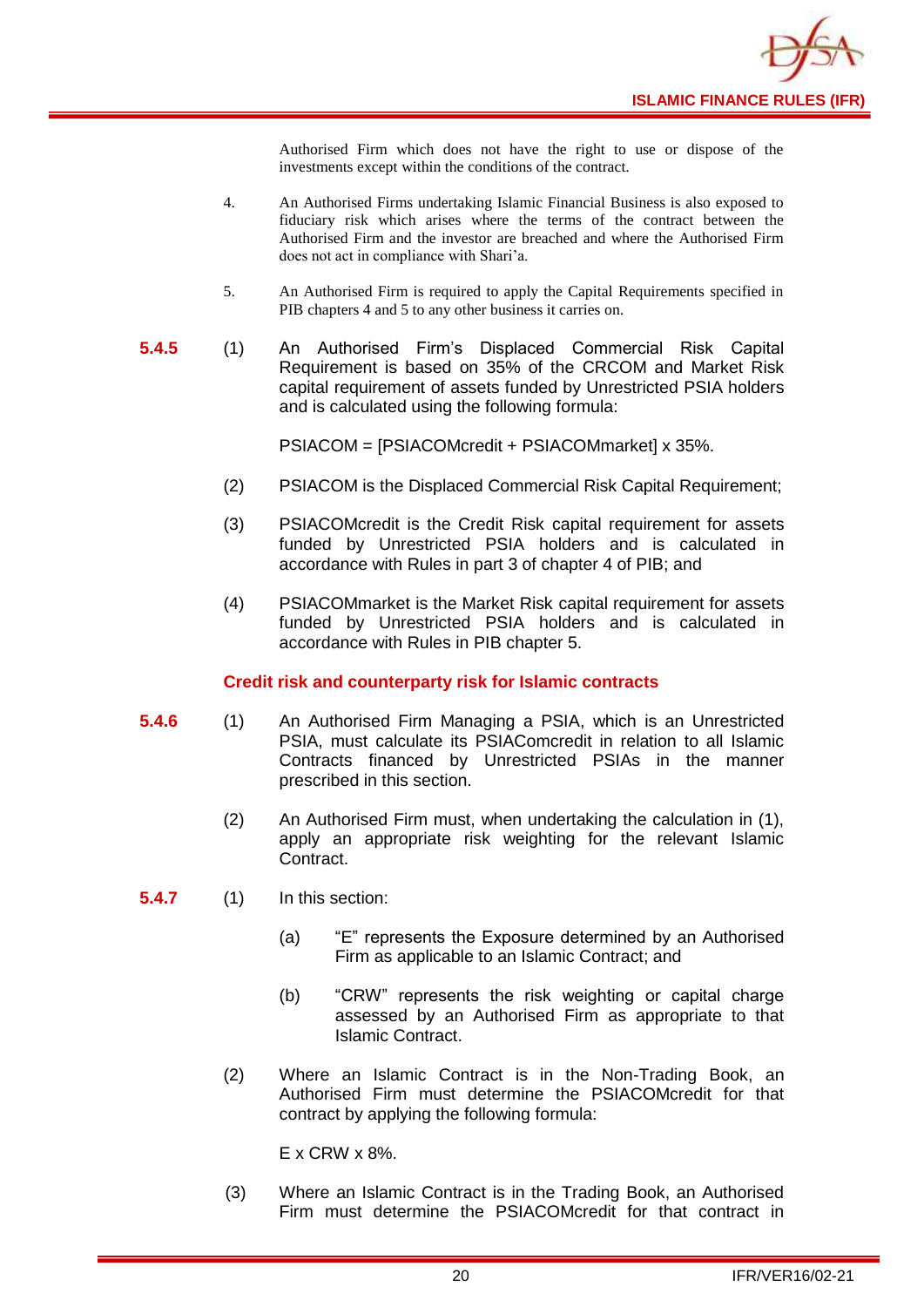Authorised Firm which does not have the right to use or dispose of the investments except within the conditions of the contract.

4. An Authorised Firms undertaking Islamic Financial Business is also exposed to fiduciary risk which arises where the terms of the contract between the Authorised Firm and the investor are breached and where the Authorised Firm does not act in compliance with Shari'a.

5. An Authorised Firm is required to apply the Capital Requirements specified in PIB chapters 4 and 5 to any other business it carries on.

**5.4.5** (1) An Authorised Firm's Displaced Commercial Risk Capital Requirement is based on 35% of the CRCOM and Market Risk capital requirement of assets funded by Unrestricted PSIA holders and is calculated using the following formula:

PSIACOM = [PSIACOMcredit + PSIACOMmarket] x 35%.

(2) PSIACOM is the Displaced Commercial Risk Capital Requirement;

(3) PSIACOMcredit is the Credit Risk capital requirement for assets funded by Unrestricted PSIA holders and is calculated in accordance with Rules in part 3 of chapter 4 of PIB; and

(4) PSIACOMmarket is the Market Risk capital requirement for assets funded by Unrestricted PSIA holders and is calculated in accordance with Rules in PIB chapter 5.

### Credit risk and counterparty risk for Islamic contracts

**5.4.6** (1) An Authorised Firm Managing a PSIA, which is an Unrestricted PSIA, must calculate its PSIAComcredit in relation to all Islamic Contracts financed by Unrestricted PSIAs in the manner prescribed in this section.

(2) An Authorised Firm must, when undertaking the calculation in (1), apply an appropriate risk weighting for the relevant Islamic Contract.

**5.4.7** (1) In this section:

(a) "E" represents the Exposure determined by an Authorised Firm as applicable to an Islamic Contract; and

(b) "CRW" represents the risk weighting or capital charge assessed by an Authorised Firm as appropriate to that Islamic Contract.

(2) Where an Islamic Contract is in the Non-Trading Book, an Authorised Firm must determine the PSIACOMcredit for that contract by applying the following formula:

E x CRW x 8%.

(3) Where an Islamic Contract is in the Trading Book, an Authorised Firm must determine the PSIACOMcredit for that contract in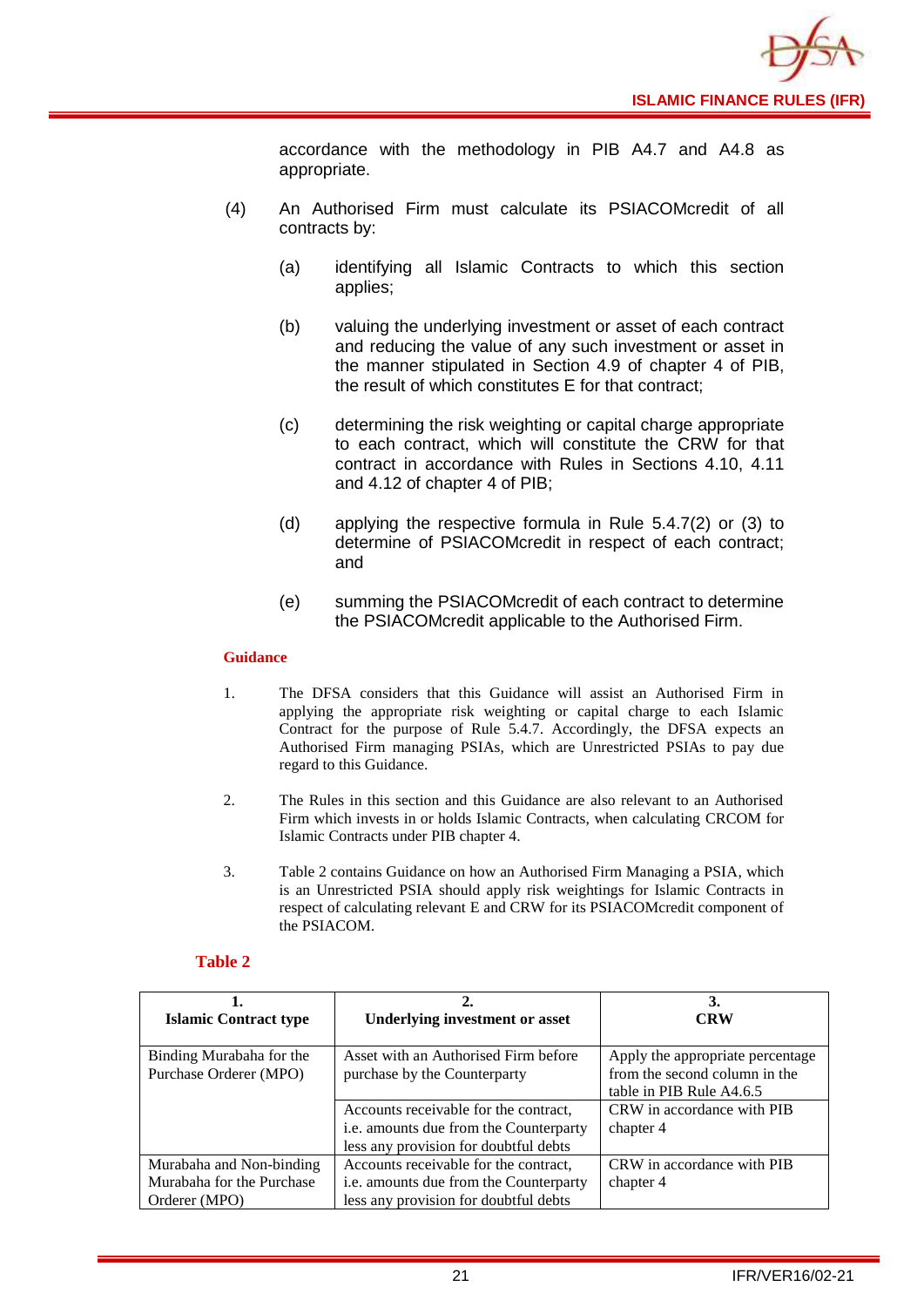accordance with the methodology in PIB A4.7 and A4.8 as appropriate.

(4) An Authorised Firm must calculate its PSIACOMcredit of all contracts by:

(a) identifying all Islamic Contracts to which this section applies;

(b) valuing the underlying investment or asset of each contract and reducing the value of any such investment or asset in the manner stipulated in Section 4.9 of chapter 4 of PIB, the result of which constitutes E for that contract;

(c) determining the risk weighting or capital charge appropriate to each contract, which will constitute the CRW for that contract in accordance with Rules in Sections 4.10, 4.11 and 4.12 of chapter 4 of PIB;

(d) applying the respective formula in Rule 5.4.7(2) or (3) to determine of PSIACOMcredit in respect of each contract; and

(e) summing the PSIACOMcredit of each contract to determine the PSIACOMcredit applicable to the Authorised Firm.

**Guidance**

1. The DFSA considers that this Guidance will assist an Authorised Firm in applying the appropriate risk weighting or capital charge to each Islamic Contract for the purpose of Rule 5.4.7. Accordingly, the DFSA expects an Authorised Firm managing PSIAs, which are Unrestricted PSIAs to pay due regard to this Guidance.

2. The Rules in this section and this Guidance are also relevant to an Authorised Firm which invests in or holds Islamic Contracts, when calculating CRCOM for Islamic Contracts under PIB chapter 4.

3. Table 2 contains Guidance on how an Authorised Firm Managing a PSIA, which is an Unrestricted PSIA should apply risk weightings for Islamic Contracts in respect of calculating relevant E and CRW for its PSIACOMcredit component of the PSIACOM.

**Table 2**

| 1. Islamic Contract type | 2. Underlying investment or asset | 3. CRW |
|---|---|---|
| Binding Murabaha for the Purchase Orderer (MPO) | Asset with an Authorised Firm before purchase by the Counterparty | Apply the appropriate percentage from the second column in the table in PIB Rule A4.6.5 |
| | Accounts receivable for the contract, i.e. amounts due from the Counterparty less any provision for doubtful debts | CRW in accordance with PIB chapter 4 |
| Murabaha and Non-binding Murabaha for the Purchase Orderer (MPO) | Accounts receivable for the contract, i.e. amounts due from the Counterparty less any provision for doubtful debts | CRW in accordance with PIB chapter 4 |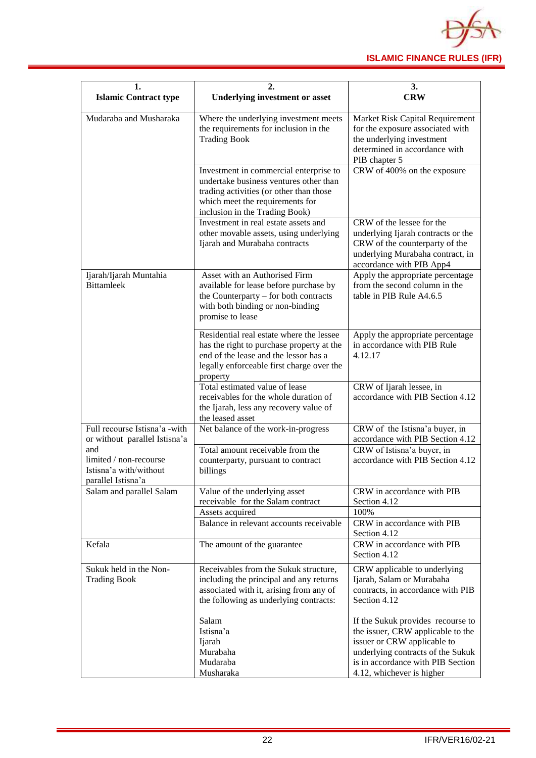| 1.<br>Islamic Contract type | 2.<br>Underlying investment or asset | 3.<br>CRW |
|---|---|---|
| Mudaraba and Musharaka | Where the underlying investment meets the requirements for inclusion in the Trading Book | Market Risk Capital Requirement for the exposure associated with the underlying investment determined in accordance with PIB chapter 5 |
| | Investment in commercial enterprise to undertake business ventures other than trading activities (or other than those which meet the requirements for inclusion in the Trading Book) | CRW of 400% on the exposure |
| | Investment in real estate assets and other movable assets, using underlying Ijarah and Murabaha contracts | CRW of the lessee for the underlying Ijarah contracts or the CRW of the counterparty of the underlying Murabaha contract, in accordance with PIB App4 |
| Ijarah/Ijarah Muntahia Bittamleek | Asset with an Authorised Firm available for lease before purchase by the Counterparty – for both contracts with both binding or non-binding promise to lease | Apply the appropriate percentage from the second column in the table in PIB Rule A4.6.5 |
| | Residential real estate where the lessee has the right to purchase property at the end of the lease and the lessor has a legally enforceable first charge over the property | Apply the appropriate percentage in accordance with PIB Rule 4.12.17 |
| | Total estimated value of lease receivables for the whole duration of the Ijarah, less any recovery value of the leased asset | CRW of Ijarah lessee, in accordance with PIB Section 4.12 |
| Full recourse Istisna'a -with or without parallel Istisna'a and limited / non-recourse Istisna'a with/without parallel Istisna'a | Net balance of the work-in-progress | CRW of the Istisna'a buyer, in accordance with PIB Section 4.12 |
| | Total amount receivable from the counterparty, pursuant to contract billings | CRW of Istisna'a buyer, in accordance with PIB Section 4.12 |
| Salam and parallel Salam | Value of the underlying asset receivable for the Salam contract | CRW in accordance with PIB Section 4.12 |
| | Assets acquired | 100% |
| | Balance in relevant accounts receivable | CRW in accordance with PIB Section 4.12 |
| Kefala | The amount of the guarantee | CRW in accordance with PIB Section 4.12 |
| Sukuk held in the Non-Trading Book | Receivables from the Sukuk structure, including the principal and any returns associated with it, arising from any of the following as underlying contracts:<br><br>Salam<br>Istisna'a<br>Ijarah<br>Murabaha<br>Mudaraba<br>Musharaka | CRW applicable to underlying Ijarah, Salam or Murabaha contracts, in accordance with PIB Section 4.12<br><br>If the Sukuk provides recourse to the issuer, CRW applicable to the issuer or CRW applicable to underlying contracts of the Sukuk is in accordance with PIB Section 4.12, whichever is higher |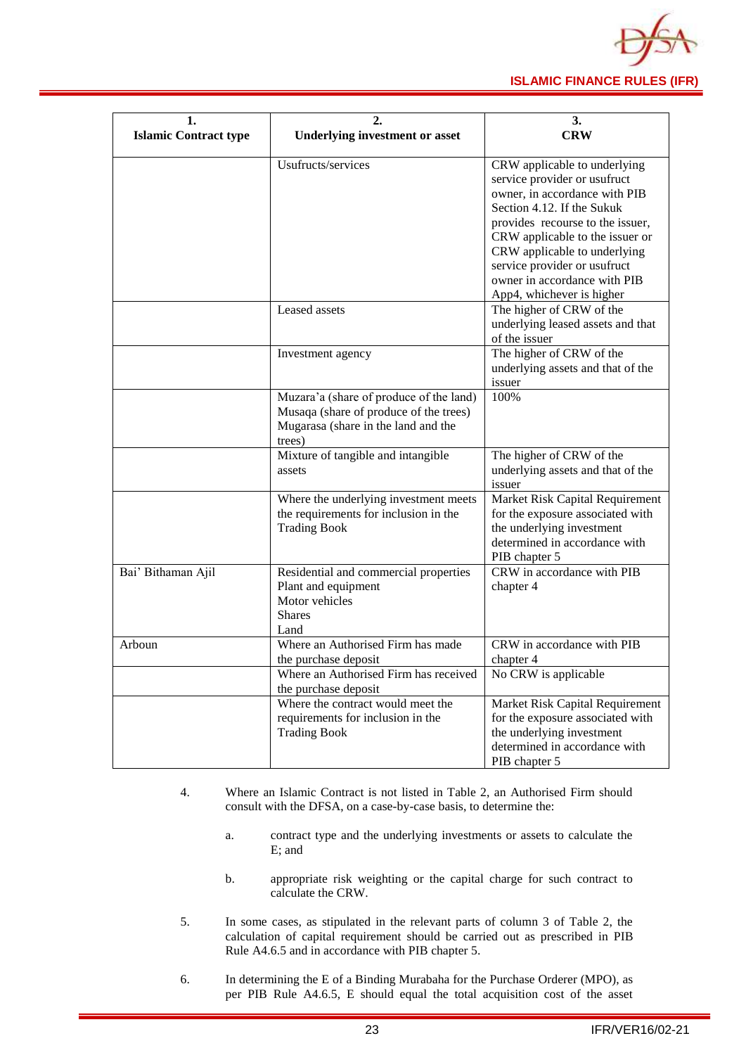| 1. Islamic Contract type | 2. Underlying investment or asset | 3. CRW |
|---|---|---|
| | Usufructs/services | CRW applicable to underlying service provider or usufruct owner, in accordance with PIB Section 4.12. If the Sukuk provides recourse to the issuer, CRW applicable to the issuer or CRW applicable to underlying service provider or usufruct owner in accordance with PIB App4, whichever is higher |
| | Leased assets | The higher of CRW of the underlying leased assets and that of the issuer |
| | Investment agency | The higher of CRW of the underlying assets and that of the issuer |
| | Muzara'a (share of produce of the land) Musaqa (share of produce of the trees) Mugarasa (share in the land and the trees) | 100% |
| | Mixture of tangible and intangible assets | The higher of CRW of the underlying assets and that of the issuer |
| | Where the underlying investment meets the requirements for inclusion in the Trading Book | Market Risk Capital Requirement for the exposure associated with the underlying investment determined in accordance with PIB chapter 5 |
| Bai' Bithaman Ajil | Residential and commercial properties Plant and equipment Motor vehicles Shares Land | CRW in accordance with PIB chapter 4 |
| Arboun | Where an Authorised Firm has made the purchase deposit | CRW in accordance with PIB chapter 4 |
| | Where an Authorised Firm has received the purchase deposit | No CRW is applicable |
| | Where the contract would meet the requirements for inclusion in the Trading Book | Market Risk Capital Requirement for the exposure associated with the underlying investment determined in accordance with PIB chapter 5 |

4. Where an Islamic Contract is not listed in Table 2, an Authorised Firm should consult with the DFSA, on a case-by-case basis, to determine the:

   a. contract type and the underlying investments or assets to calculate the E; and

   b. appropriate risk weighting or the capital charge for such contract to calculate the CRW.

5. In some cases, as stipulated in the relevant parts of column 3 of Table 2, the calculation of capital requirement should be carried out as prescribed in PIB Rule A4.6.5 and in accordance with PIB chapter 5.

6. In determining the E of a Binding Murabaha for the Purchase Orderer (MPO), as per PIB Rule A4.6.5, E should equal the total acquisition cost of the asset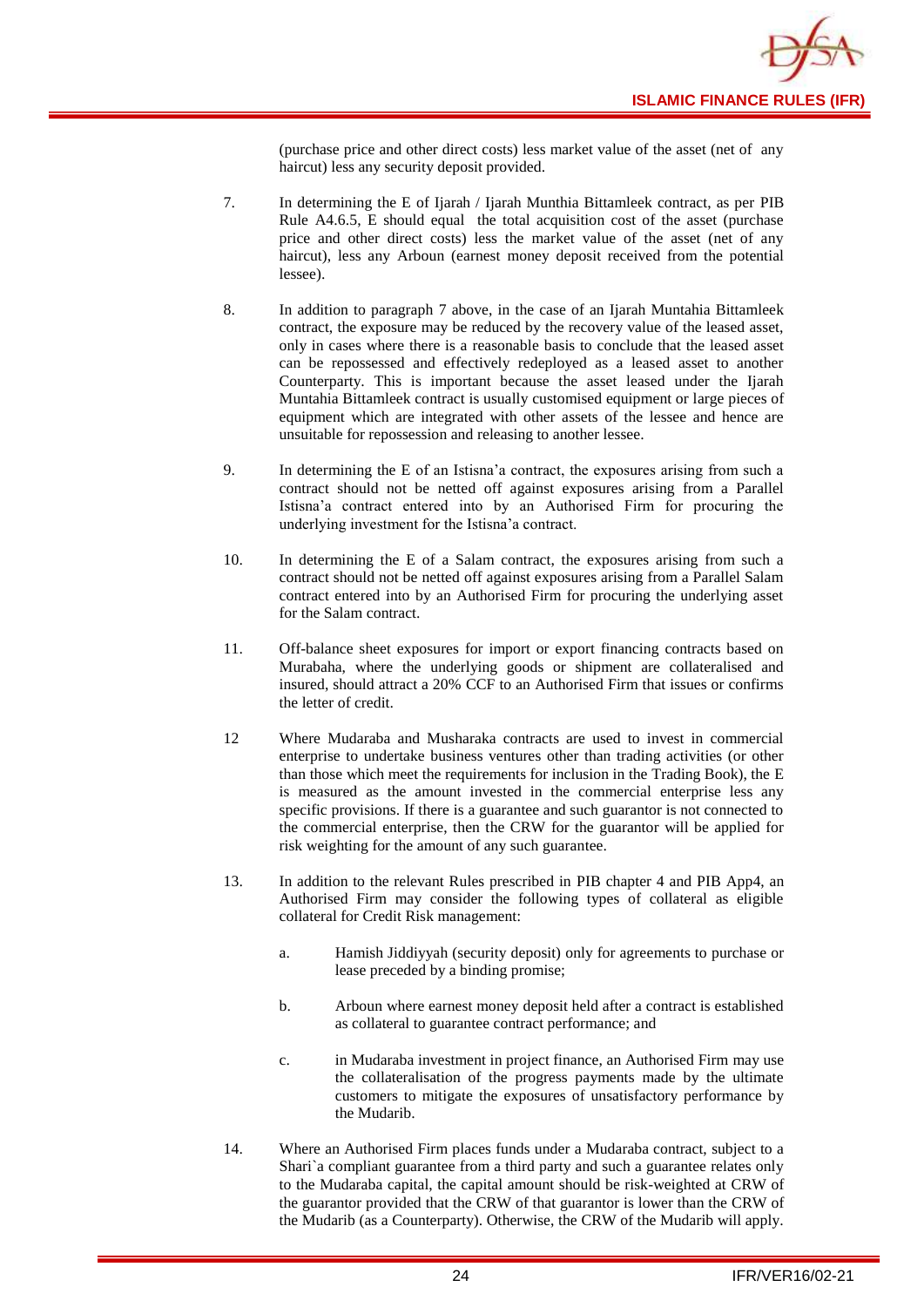(purchase price and other direct costs) less market value of the asset (net of any haircut) less any security deposit provided.

7. In determining the E of Ijarah / Ijarah Munthia Bittamleek contract, as per PIB Rule A4.6.5, E should equal the total acquisition cost of the asset (purchase price and other direct costs) less the market value of the asset (net of any haircut), less any Arboun (earnest money deposit received from the potential lessee).

8. In addition to paragraph 7 above, in the case of an Ijarah Muntahia Bittamleek contract, the exposure may be reduced by the recovery value of the leased asset, only in cases where there is a reasonable basis to conclude that the leased asset can be repossessed and effectively redeployed as a leased asset to another Counterparty. This is important because the asset leased under the Ijarah Muntahia Bittamleek contract is usually customised equipment or large pieces of equipment which are integrated with other assets of the lessee and hence are unsuitable for repossession and releasing to another lessee.

9. In determining the E of an Istisna'a contract, the exposures arising from such a contract should not be netted off against exposures arising from a Parallel Istisna'a contract entered into by an Authorised Firm for procuring the underlying investment for the Istisna'a contract.

10. In determining the E of a Salam contract, the exposures arising from such a contract should not be netted off against exposures arising from a Parallel Salam contract entered into by an Authorised Firm for procuring the underlying asset for the Salam contract.

11. Off-balance sheet exposures for import or export financing contracts based on Murabaha, where the underlying goods or shipment are collateralised and insured, should attract a 20% CCF to an Authorised Firm that issues or confirms the letter of credit.

12 Where Mudaraba and Musharaka contracts are used to invest in commercial enterprise to undertake business ventures other than trading activities (or other than those which meet the requirements for inclusion in the Trading Book), the E is measured as the amount invested in the commercial enterprise less any specific provisions. If there is a guarantee and such guarantor is not connected to the commercial enterprise, then the CRW for the guarantor will be applied for risk weighting for the amount of any such guarantee.

13. In addition to the relevant Rules prescribed in PIB chapter 4 and PIB App4, an Authorised Firm may consider the following types of collateral as eligible collateral for Credit Risk management:

    a. Hamish Jiddiyyah (security deposit) only for agreements to purchase or lease preceded by a binding promise;

    b. Arboun where earnest money deposit held after a contract is established as collateral to guarantee contract performance; and

    c. in Mudaraba investment in project finance, an Authorised Firm may use the collateralisation of the progress payments made by the ultimate customers to mitigate the exposures of unsatisfactory performance by the Mudarib.

14. Where an Authorised Firm places funds under a Mudaraba contract, subject to a Shari`a compliant guarantee from a third party and such a guarantee relates only to the Mudaraba capital, the capital amount should be risk-weighted at CRW of the guarantor provided that the CRW of that guarantor is lower than the CRW of the Mudarib (as a Counterparty). Otherwise, the CRW of the Mudarib will apply.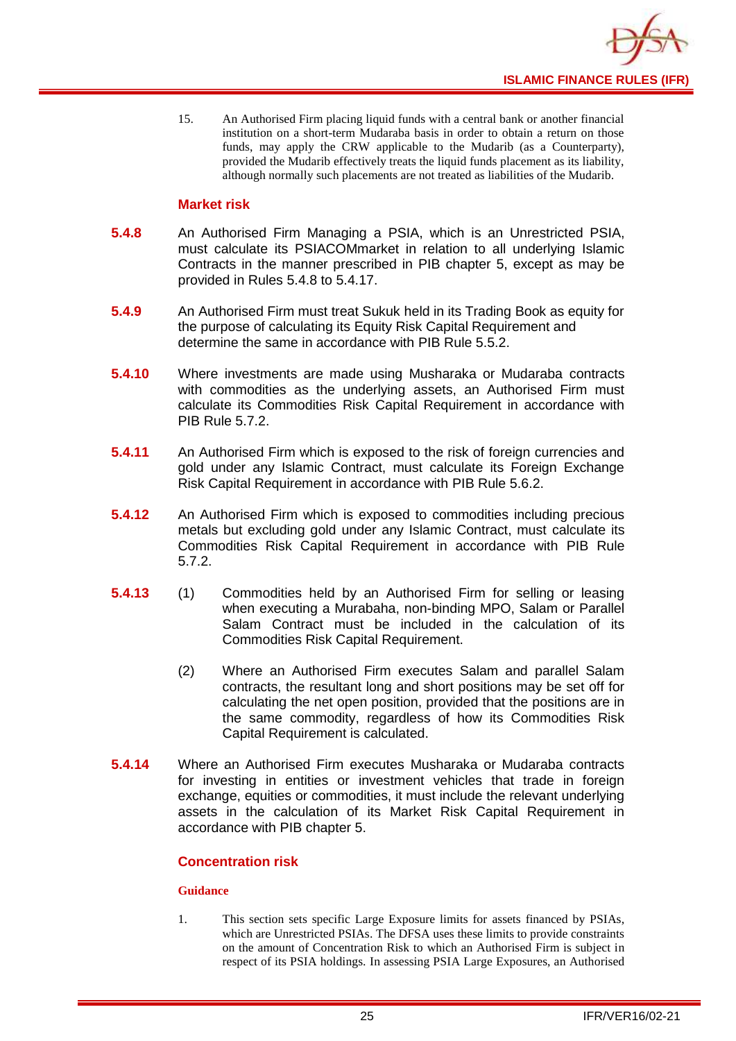15. An Authorised Firm placing liquid funds with a central bank or another financial institution on a short-term Mudaraba basis in order to obtain a return on those funds, may apply the CRW applicable to the Mudarib (as a Counterparty), provided the Mudarib effectively treats the liquid funds placement as its liability, although normally such placements are not treated as liabilities of the Mudarib.

### Market risk

**5.4.8** An Authorised Firm Managing a PSIA, which is an Unrestricted PSIA, must calculate its PSIACOMmarket in relation to all underlying Islamic Contracts in the manner prescribed in PIB chapter 5, except as may be provided in Rules 5.4.8 to 5.4.17.

**5.4.9** An Authorised Firm must treat Sukuk held in its Trading Book as equity for the purpose of calculating its Equity Risk Capital Requirement and determine the same in accordance with PIB Rule 5.5.2.

**5.4.10** Where investments are made using Musharaka or Mudaraba contracts with commodities as the underlying assets, an Authorised Firm must calculate its Commodities Risk Capital Requirement in accordance with PIB Rule 5.7.2.

**5.4.11** An Authorised Firm which is exposed to the risk of foreign currencies and gold under any Islamic Contract, must calculate its Foreign Exchange Risk Capital Requirement in accordance with PIB Rule 5.6.2.

**5.4.12** An Authorised Firm which is exposed to commodities including precious metals but excluding gold under any Islamic Contract, must calculate its Commodities Risk Capital Requirement in accordance with PIB Rule 5.7.2.

**5.4.13**

(1) Commodities held by an Authorised Firm for selling or leasing when executing a Murabaha, non-binding MPO, Salam or Parallel Salam Contract must be included in the calculation of its Commodities Risk Capital Requirement.

(2) Where an Authorised Firm executes Salam and parallel Salam contracts, the resultant long and short positions may be set off for calculating the net open position, provided that the positions are in the same commodity, regardless of how its Commodities Risk Capital Requirement is calculated.

**5.4.14** Where an Authorised Firm executes Musharaka or Mudaraba contracts for investing in entities or investment vehicles that trade in foreign exchange, equities or commodities, it must include the relevant underlying assets in the calculation of its Market Risk Capital Requirement in accordance with PIB chapter 5.

### Concentration risk

#### Guidance

1. This section sets specific Large Exposure limits for assets financed by PSIAs, which are Unrestricted PSIAs. The DFSA uses these limits to provide constraints on the amount of Concentration Risk to which an Authorised Firm is subject in respect of its PSIA holdings. In assessing PSIA Large Exposures, an Authorised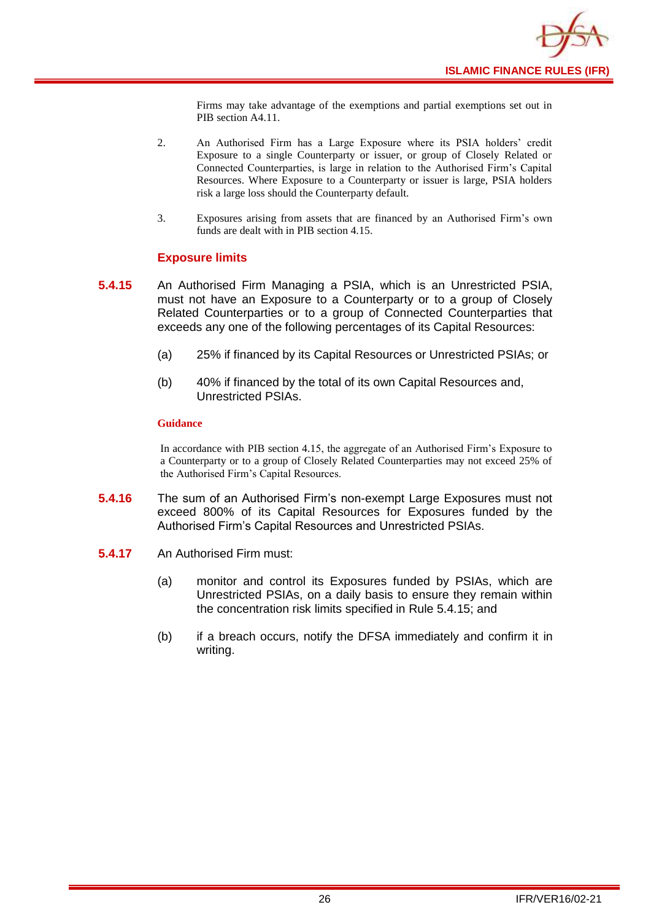Firms may take advantage of the exemptions and partial exemptions set out in PIB section A4.11.

2. An Authorised Firm has a Large Exposure where its PSIA holders' credit Exposure to a single Counterparty or issuer, or group of Closely Related or Connected Counterparties, is large in relation to the Authorised Firm's Capital Resources. Where Exposure to a Counterparty or issuer is large, PSIA holders risk a large loss should the Counterparty default.

3. Exposures arising from assets that are financed by an Authorised Firm's own funds are dealt with in PIB section 4.15.

### Exposure limits

**5.4.15** An Authorised Firm Managing a PSIA, which is an Unrestricted PSIA, must not have an Exposure to a Counterparty or to a group of Closely Related Counterparties or to a group of Connected Counterparties that exceeds any one of the following percentages of its Capital Resources:

(a) 25% if financed by its Capital Resources or Unrestricted PSIAs; or

(b) 40% if financed by the total of its own Capital Resources and, Unrestricted PSIAs.

**Guidance**

In accordance with PIB section 4.15, the aggregate of an Authorised Firm's Exposure to a Counterparty or to a group of Closely Related Counterparties may not exceed 25% of the Authorised Firm's Capital Resources.

**5.4.16** The sum of an Authorised Firm's non-exempt Large Exposures must not exceed 800% of its Capital Resources for Exposures funded by the Authorised Firm's Capital Resources and Unrestricted PSIAs.

**5.4.17** An Authorised Firm must:

(a) monitor and control its Exposures funded by PSIAs, which are Unrestricted PSIAs, on a daily basis to ensure they remain within the concentration risk limits specified in Rule 5.4.15; and

(b) if a breach occurs, notify the DFSA immediately and confirm it in writing.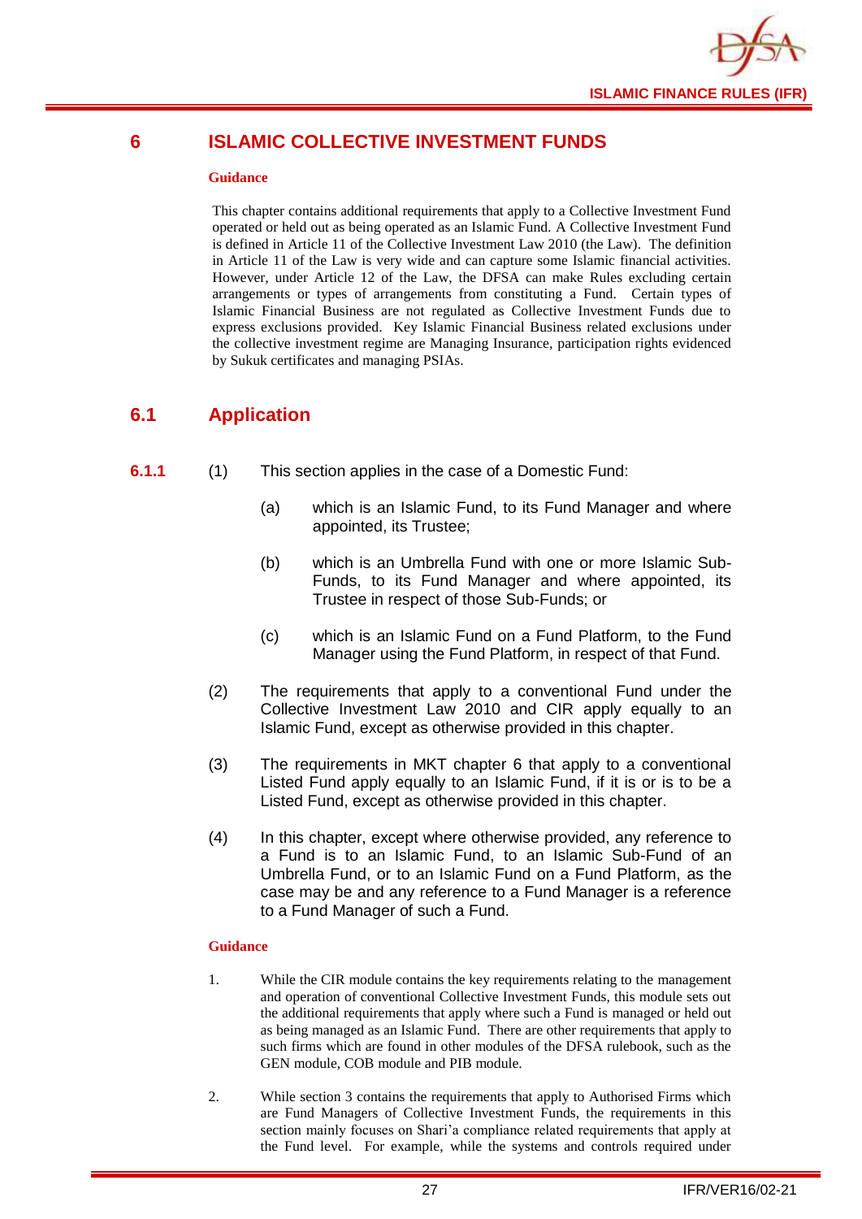# 6 ISLAMIC COLLECTIVE INVESTMENT FUNDS

**Guidance**

This chapter contains additional requirements that apply to a Collective Investment Fund operated or held out as being operated as an Islamic Fund. A Collective Investment Fund is defined in Article 11 of the Collective Investment Law 2010 (the Law). The definition in Article 11 of the Law is very wide and can capture some Islamic financial activities. However, under Article 12 of the Law, the DFSA can make Rules excluding certain arrangements or types of arrangements from constituting a Fund. Certain types of Islamic Financial Business are not regulated as Collective Investment Funds due to express exclusions provided. Key Islamic Financial Business related exclusions under the collective investment regime are Managing Insurance, participation rights evidenced by Sukuk certificates and managing PSIAs.

## 6.1 Application

**6.1.1** (1) This section applies in the case of a Domestic Fund:

(a) which is an Islamic Fund, to its Fund Manager and where appointed, its Trustee;

(b) which is an Umbrella Fund with one or more Islamic Sub-Funds, to its Fund Manager and where appointed, its Trustee in respect of those Sub-Funds; or

(c) which is an Islamic Fund on a Fund Platform, to the Fund Manager using the Fund Platform, in respect of that Fund.

(2) The requirements that apply to a conventional Fund under the Collective Investment Law 2010 and CIR apply equally to an Islamic Fund, except as otherwise provided in this chapter.

(3) The requirements in MKT chapter 6 that apply to a conventional Listed Fund apply equally to an Islamic Fund, if it is or is to be a Listed Fund, except as otherwise provided in this chapter.

(4) In this chapter, except where otherwise provided, any reference to a Fund is to an Islamic Fund, to an Islamic Sub-Fund of an Umbrella Fund, or to an Islamic Fund on a Fund Platform, as the case may be and any reference to a Fund Manager is a reference to a Fund Manager of such a Fund.

**Guidance**

1. While the CIR module contains the key requirements relating to the management and operation of conventional Collective Investment Funds, this module sets out the additional requirements that apply where such a Fund is managed or held out as being managed as an Islamic Fund. There are other requirements that apply to such firms which are found in other modules of the DFSA rulebook, such as the GEN module, COB module and PIB module.

2. While section 3 contains the requirements that apply to Authorised Firms which are Fund Managers of Collective Investment Funds, the requirements in this section mainly focuses on Shari'a compliance related requirements that apply at the Fund level. For example, while the systems and controls required under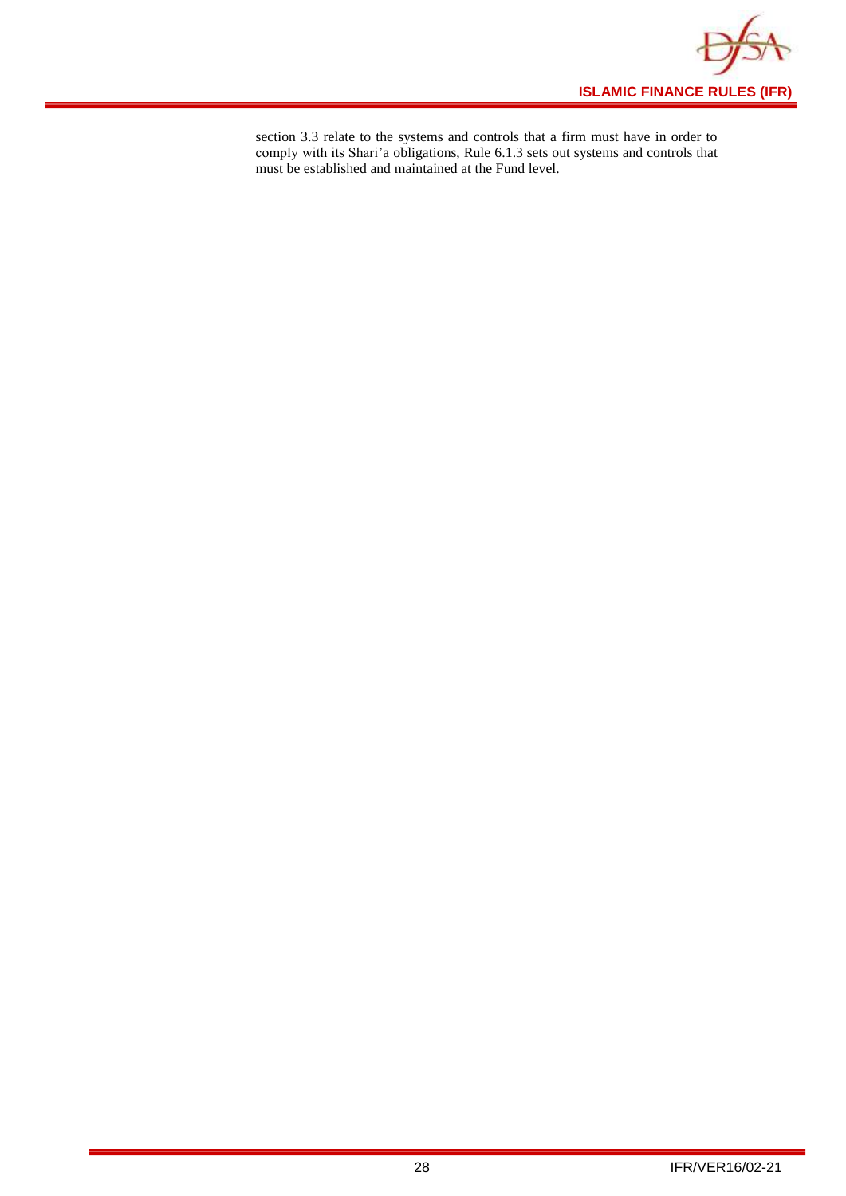section 3.3 relate to the systems and controls that a firm must have in order to comply with its Shari'a obligations, Rule 6.1.3 sets out systems and controls that must be established and maintained at the Fund level.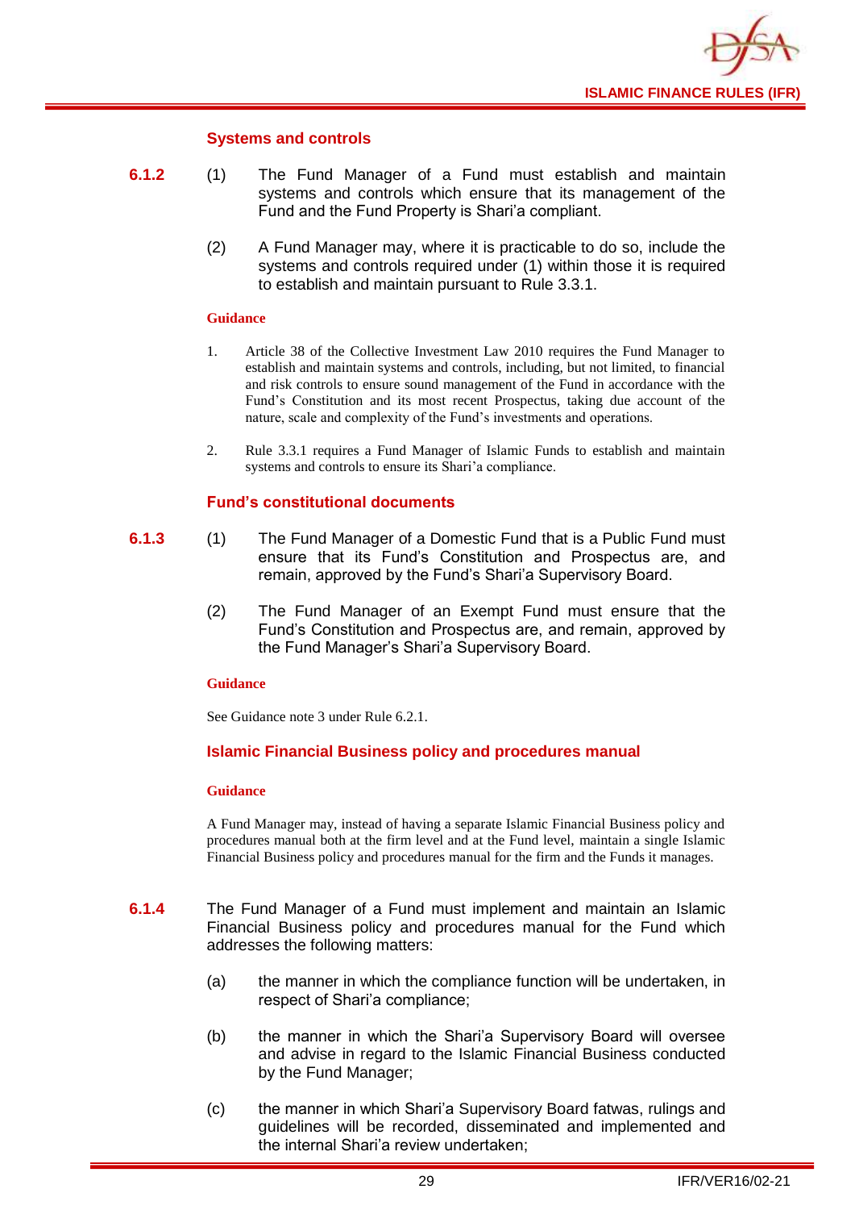### Systems and controls

**6.1.2** (1) The Fund Manager of a Fund must establish and maintain systems and controls which ensure that its management of the Fund and the Fund Property is Shari'a compliant.

(2) A Fund Manager may, where it is practicable to do so, include the systems and controls required under (1) within those it is required to establish and maintain pursuant to Rule 3.3.1.

**Guidance**

1. Article 38 of the Collective Investment Law 2010 requires the Fund Manager to establish and maintain systems and controls, including, but not limited, to financial and risk controls to ensure sound management of the Fund in accordance with the Fund's Constitution and its most recent Prospectus, taking due account of the nature, scale and complexity of the Fund's investments and operations.

2. Rule 3.3.1 requires a Fund Manager of Islamic Funds to establish and maintain systems and controls to ensure its Shari'a compliance.

### Fund's constitutional documents

**6.1.3** (1) The Fund Manager of a Domestic Fund that is a Public Fund must ensure that its Fund's Constitution and Prospectus are, and remain, approved by the Fund's Shari'a Supervisory Board.

(2) The Fund Manager of an Exempt Fund must ensure that the Fund's Constitution and Prospectus are, and remain, approved by the Fund Manager's Shari'a Supervisory Board.

**Guidance**

See Guidance note 3 under Rule 6.2.1.

### Islamic Financial Business policy and procedures manual

**Guidance**

A Fund Manager may, instead of having a separate Islamic Financial Business policy and procedures manual both at the firm level and at the Fund level, maintain a single Islamic Financial Business policy and procedures manual for the firm and the Funds it manages.

**6.1.4** The Fund Manager of a Fund must implement and maintain an Islamic Financial Business policy and procedures manual for the Fund which addresses the following matters:

(a) the manner in which the compliance function will be undertaken, in respect of Shari'a compliance;

(b) the manner in which the Shari'a Supervisory Board will oversee and advise in regard to the Islamic Financial Business conducted by the Fund Manager;

(c) the manner in which Shari'a Supervisory Board fatwas, rulings and guidelines will be recorded, disseminated and implemented and the internal Shari'a review undertaken;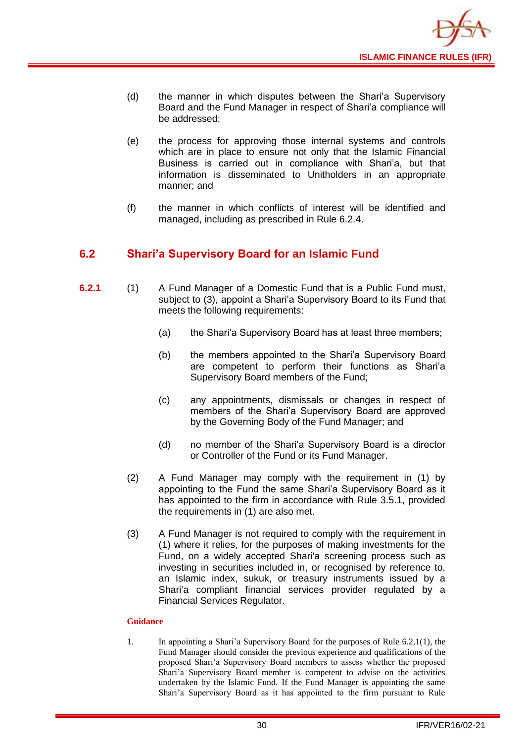(d) the manner in which disputes between the Shari'a Supervisory Board and the Fund Manager in respect of Shari'a compliance will be addressed;

(e) the process for approving those internal systems and controls which are in place to ensure not only that the Islamic Financial Business is carried out in compliance with Shari'a, but that information is disseminated to Unitholders in an appropriate manner; and

(f) the manner in which conflicts of interest will be identified and managed, including as prescribed in Rule 6.2.4.

## 6.2 Shari'a Supervisory Board for an Islamic Fund

**6.2.1** (1) A Fund Manager of a Domestic Fund that is a Public Fund must, subject to (3), appoint a Shari'a Supervisory Board to its Fund that meets the following requirements:

(a) the Shari'a Supervisory Board has at least three members;

(b) the members appointed to the Shari'a Supervisory Board are competent to perform their functions as Shari'a Supervisory Board members of the Fund;

(c) any appointments, dismissals or changes in respect of members of the Shari'a Supervisory Board are approved by the Governing Body of the Fund Manager; and

(d) no member of the Shari'a Supervisory Board is a director or Controller of the Fund or its Fund Manager.

(2) A Fund Manager may comply with the requirement in (1) by appointing to the Fund the same Shari'a Supervisory Board as it has appointed to the firm in accordance with Rule 3.5.1, provided the requirements in (1) are also met.

(3) A Fund Manager is not required to comply with the requirement in (1) where it relies, for the purposes of making investments for the Fund, on a widely accepted Shari'a screening process such as investing in securities included in, or recognised by reference to, an Islamic index, sukuk, or treasury instruments issued by a Shari'a compliant financial services provider regulated by a Financial Services Regulator.

**Guidance**

1. In appointing a Shari'a Supervisory Board for the purposes of Rule 6.2.1(1), the Fund Manager should consider the previous experience and qualifications of the proposed Shari'a Supervisory Board members to assess whether the proposed Shari'a Supervisory Board member is competent to advise on the activities undertaken by the Islamic Fund. If the Fund Manager is appointing the same Shari'a Supervisory Board as it has appointed to the firm pursuant to Rule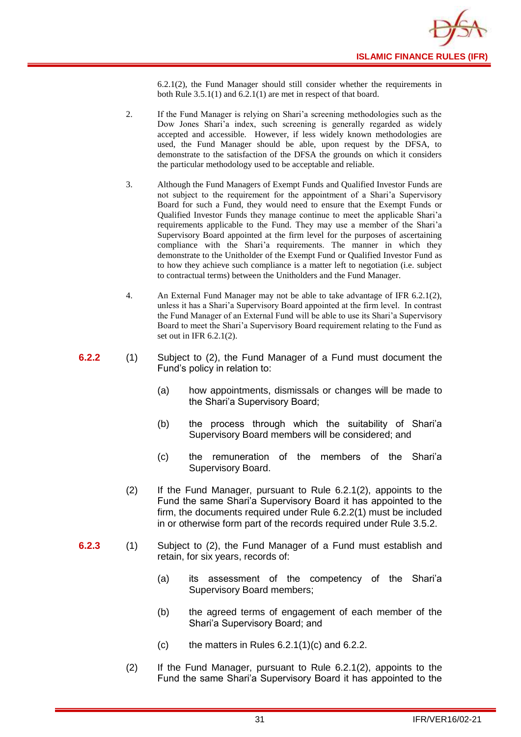6.2.1(2), the Fund Manager should still consider whether the requirements in both Rule 3.5.1(1) and 6.2.1(1) are met in respect of that board.

2. If the Fund Manager is relying on Shari'a screening methodologies such as the Dow Jones Shari'a index, such screening is generally regarded as widely accepted and accessible. However, if less widely known methodologies are used, the Fund Manager should be able, upon request by the DFSA, to demonstrate to the satisfaction of the DFSA the grounds on which it considers the particular methodology used to be acceptable and reliable.

3. Although the Fund Managers of Exempt Funds and Qualified Investor Funds are not subject to the requirement for the appointment of a Shari'a Supervisory Board for such a Fund, they would need to ensure that the Exempt Funds or Qualified Investor Funds they manage continue to meet the applicable Shari'a requirements applicable to the Fund. They may use a member of the Shari'a Supervisory Board appointed at the firm level for the purposes of ascertaining compliance with the Shari'a requirements. The manner in which they demonstrate to the Unitholder of the Exempt Fund or Qualified Investor Fund as to how they achieve such compliance is a matter left to negotiation (i.e. subject to contractual terms) between the Unitholders and the Fund Manager.

4. An External Fund Manager may not be able to take advantage of IFR 6.2.1(2), unless it has a Shari'a Supervisory Board appointed at the firm level. In contrast the Fund Manager of an External Fund will be able to use its Shari'a Supervisory Board to meet the Shari'a Supervisory Board requirement relating to the Fund as set out in IFR 6.2.1(2).

**6.2.2** (1) Subject to (2), the Fund Manager of a Fund must document the Fund's policy in relation to:

(a) how appointments, dismissals or changes will be made to the Shari'a Supervisory Board;

(b) the process through which the suitability of Shari'a Supervisory Board members will be considered; and

(c) the remuneration of the members of the Shari'a Supervisory Board.

(2) If the Fund Manager, pursuant to Rule 6.2.1(2), appoints to the Fund the same Shari'a Supervisory Board it has appointed to the firm, the documents required under Rule 6.2.2(1) must be included in or otherwise form part of the records required under Rule 3.5.2.

**6.2.3** (1) Subject to (2), the Fund Manager of a Fund must establish and retain, for six years, records of:

(a) its assessment of the competency of the Shari'a Supervisory Board members;

(b) the agreed terms of engagement of each member of the Shari'a Supervisory Board; and

(c) the matters in Rules 6.2.1(1)(c) and 6.2.2.

(2) If the Fund Manager, pursuant to Rule 6.2.1(2), appoints to the Fund the same Shari'a Supervisory Board it has appointed to the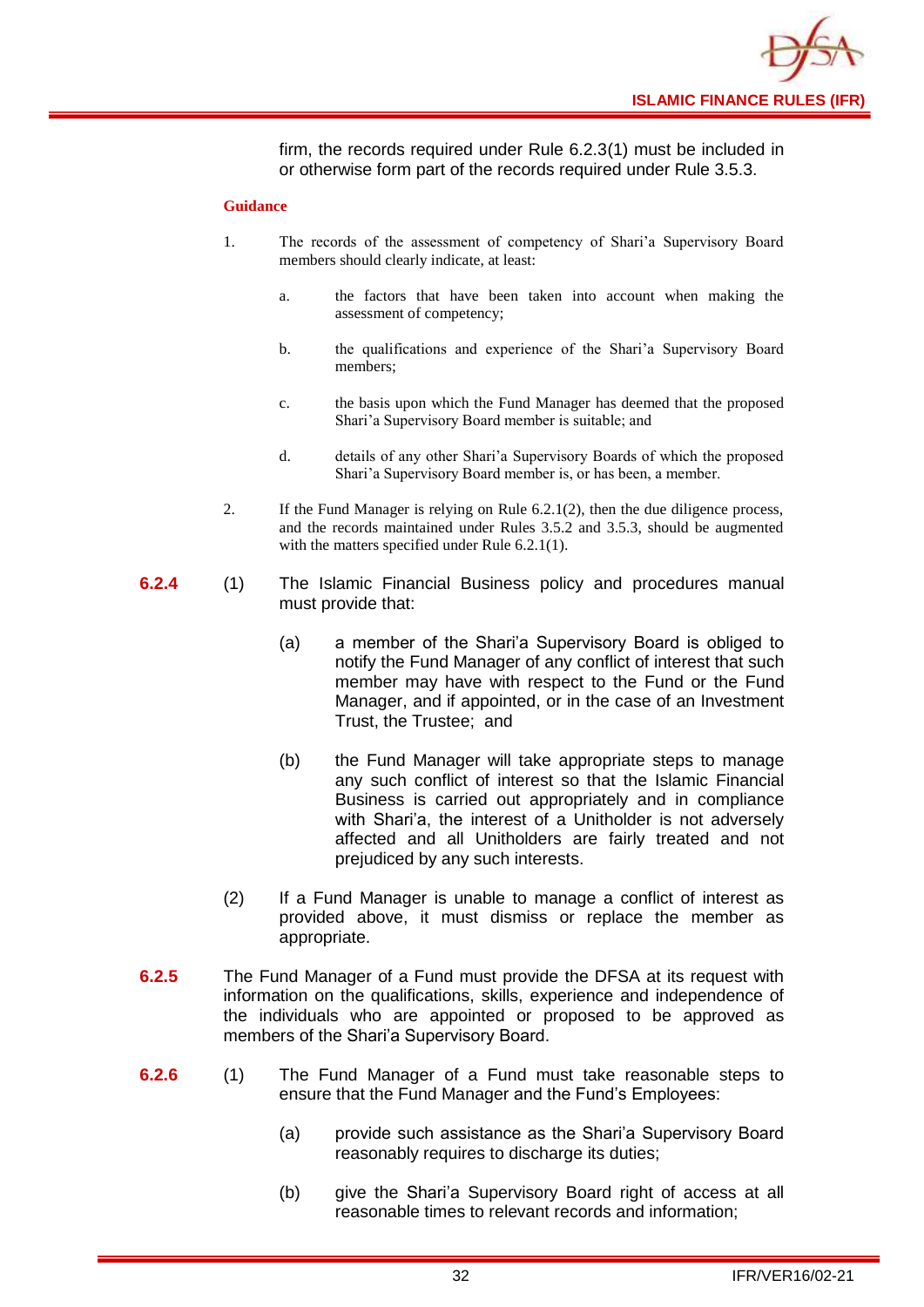firm, the records required under Rule 6.2.3(1) must be included in or otherwise form part of the records required under Rule 3.5.3.

**Guidance**

1. The records of the assessment of competency of Shari'a Supervisory Board members should clearly indicate, at least:

   a. the factors that have been taken into account when making the assessment of competency;

   b. the qualifications and experience of the Shari'a Supervisory Board members;

   c. the basis upon which the Fund Manager has deemed that the proposed Shari'a Supervisory Board member is suitable; and

   d. details of any other Shari'a Supervisory Boards of which the proposed Shari'a Supervisory Board member is, or has been, a member.

2. If the Fund Manager is relying on Rule 6.2.1(2), then the due diligence process, and the records maintained under Rules 3.5.2 and 3.5.3, should be augmented with the matters specified under Rule 6.2.1(1).

**6.2.4** (1) The Islamic Financial Business policy and procedures manual must provide that:

(a) a member of the Shari'a Supervisory Board is obliged to notify the Fund Manager of any conflict of interest that such member may have with respect to the Fund or the Fund Manager, and if appointed, or in the case of an Investment Trust, the Trustee; and

(b) the Fund Manager will take appropriate steps to manage any such conflict of interest so that the Islamic Financial Business is carried out appropriately and in compliance with Shari'a, the interest of a Unitholder is not adversely affected and all Unitholders are fairly treated and not prejudiced by any such interests.

(2) If a Fund Manager is unable to manage a conflict of interest as provided above, it must dismiss or replace the member as appropriate.

**6.2.5** The Fund Manager of a Fund must provide the DFSA at its request with information on the qualifications, skills, experience and independence of the individuals who are appointed or proposed to be approved as members of the Shari'a Supervisory Board.

**6.2.6** (1) The Fund Manager of a Fund must take reasonable steps to ensure that the Fund Manager and the Fund's Employees:

(a) provide such assistance as the Shari'a Supervisory Board reasonably requires to discharge its duties;

(b) give the Shari'a Supervisory Board right of access at all reasonable times to relevant records and information;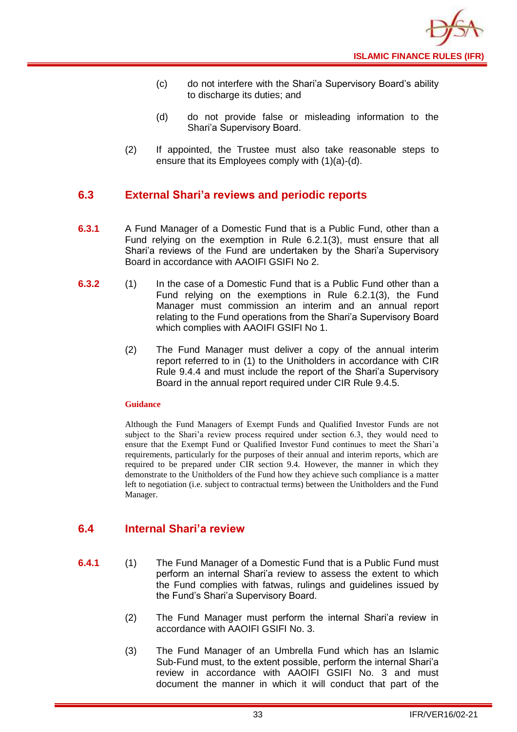(c) do not interfere with the Shari'a Supervisory Board's ability to discharge its duties; and

(d) do not provide false or misleading information to the Shari'a Supervisory Board.

(2) If appointed, the Trustee must also take reasonable steps to ensure that its Employees comply with (1)(a)-(d).

## 6.3 External Shari'a reviews and periodic reports

**6.3.1** A Fund Manager of a Domestic Fund that is a Public Fund, other than a Fund relying on the exemption in Rule 6.2.1(3), must ensure that all Shari'a reviews of the Fund are undertaken by the Shari'a Supervisory Board in accordance with AAOIFI GSIFI No 2.

**6.3.2** (1) In the case of a Domestic Fund that is a Public Fund other than a Fund relying on the exemptions in Rule 6.2.1(3), the Fund Manager must commission an interim and an annual report relating to the Fund operations from the Shari'a Supervisory Board which complies with AAOIFI GSIFI No 1.

(2) The Fund Manager must deliver a copy of the annual interim report referred to in (1) to the Unitholders in accordance with CIR Rule 9.4.4 and must include the report of the Shari'a Supervisory Board in the annual report required under CIR Rule 9.4.5.

**Guidance**

Although the Fund Managers of Exempt Funds and Qualified Investor Funds are not subject to the Shari'a review process required under section 6.3, they would need to ensure that the Exempt Fund or Qualified Investor Fund continues to meet the Shari'a requirements, particularly for the purposes of their annual and interim reports, which are required to be prepared under CIR section 9.4. However, the manner in which they demonstrate to the Unitholders of the Fund how they achieve such compliance is a matter left to negotiation (i.e. subject to contractual terms) between the Unitholders and the Fund Manager.

## 6.4 Internal Shari'a review

**6.4.1** (1) The Fund Manager of a Domestic Fund that is a Public Fund must perform an internal Shari'a review to assess the extent to which the Fund complies with fatwas, rulings and guidelines issued by the Fund's Shari'a Supervisory Board.

(2) The Fund Manager must perform the internal Shari'a review in accordance with AAOIFI GSIFI No. 3.

(3) The Fund Manager of an Umbrella Fund which has an Islamic Sub-Fund must, to the extent possible, perform the internal Shari'a review in accordance with AAOIFI GSIFI No. 3 and must document the manner in which it will conduct that part of the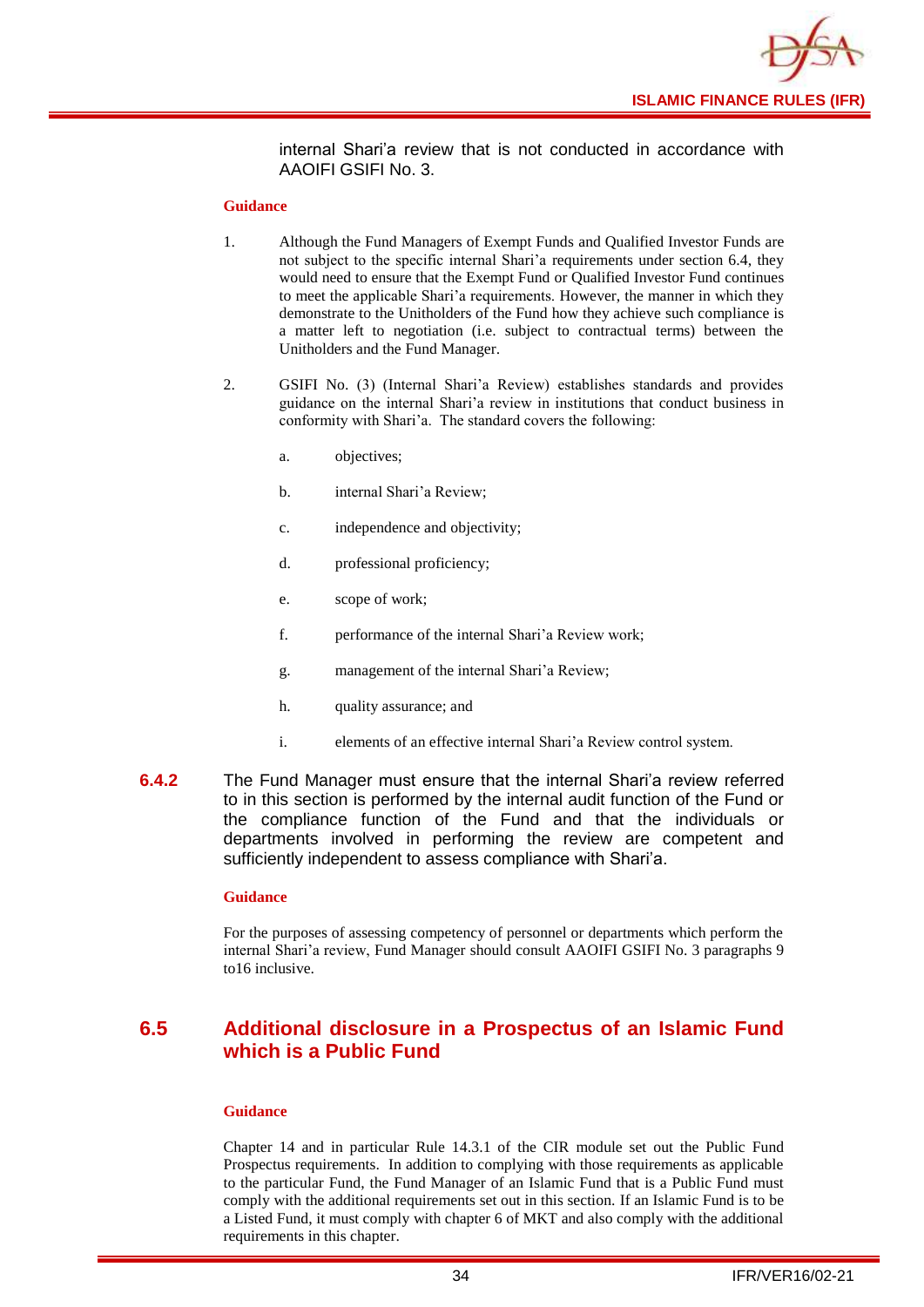internal Shari'a review that is not conducted in accordance with AAOIFI GSIFI No. 3.

**Guidance**

1. Although the Fund Managers of Exempt Funds and Qualified Investor Funds are not subject to the specific internal Shari'a requirements under section 6.4, they would need to ensure that the Exempt Fund or Qualified Investor Fund continues to meet the applicable Shari'a requirements. However, the manner in which they demonstrate to the Unitholders of the Fund how they achieve such compliance is a matter left to negotiation (i.e. subject to contractual terms) between the Unitholders and the Fund Manager.

2. GSIFI No. (3) (Internal Shari'a Review) establishes standards and provides guidance on the internal Shari'a review in institutions that conduct business in conformity with Shari'a. The standard covers the following:

   a. objectives;

   b. internal Shari'a Review;

   c. independence and objectivity;

   d. professional proficiency;

   e. scope of work;

   f. performance of the internal Shari'a Review work;

   g. management of the internal Shari'a Review;

   h. quality assurance; and

   i. elements of an effective internal Shari'a Review control system.

**6.4.2** The Fund Manager must ensure that the internal Shari'a review referred to in this section is performed by the internal audit function of the Fund or the compliance function of the Fund and that the individuals or departments involved in performing the review are competent and sufficiently independent to assess compliance with Shari'a.

**Guidance**

For the purposes of assessing competency of personnel or departments which perform the internal Shari'a review, Fund Manager should consult AAOIFI GSIFI No. 3 paragraphs 9 to16 inclusive.

## 6.5 Additional disclosure in a Prospectus of an Islamic Fund which is a Public Fund

**Guidance**

Chapter 14 and in particular Rule 14.3.1 of the CIR module set out the Public Fund Prospectus requirements. In addition to complying with those requirements as applicable to the particular Fund, the Fund Manager of an Islamic Fund that is a Public Fund must comply with the additional requirements set out in this section. If an Islamic Fund is to be a Listed Fund, it must comply with chapter 6 of MKT and also comply with the additional requirements in this chapter.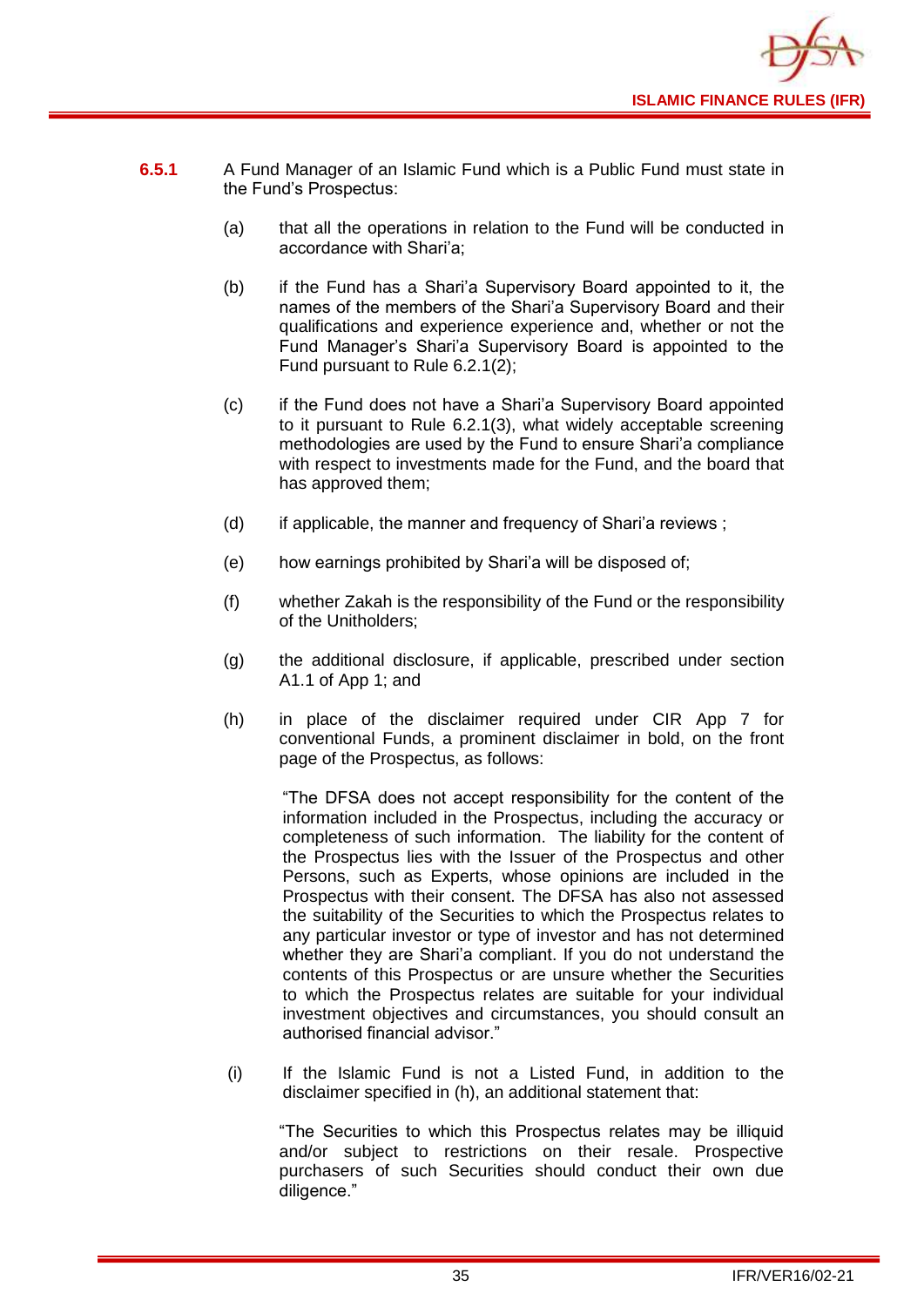**6.5.1** A Fund Manager of an Islamic Fund which is a Public Fund must state in the Fund's Prospectus:

(a) that all the operations in relation to the Fund will be conducted in accordance with Shari'a;

(b) if the Fund has a Shari'a Supervisory Board appointed to it, the names of the members of the Shari'a Supervisory Board and their qualifications and experience experience and, whether or not the Fund Manager's Shari'a Supervisory Board is appointed to the Fund pursuant to Rule 6.2.1(2);

(c) if the Fund does not have a Shari'a Supervisory Board appointed to it pursuant to Rule 6.2.1(3), what widely acceptable screening methodologies are used by the Fund to ensure Shari'a compliance with respect to investments made for the Fund, and the board that has approved them;

(d) if applicable, the manner and frequency of Shari'a reviews ;

(e) how earnings prohibited by Shari'a will be disposed of;

(f) whether Zakah is the responsibility of the Fund or the responsibility of the Unitholders;

(g) the additional disclosure, if applicable, prescribed under section A1.1 of App 1; and

(h) in place of the disclaimer required under CIR App 7 for conventional Funds, a prominent disclaimer in bold, on the front page of the Prospectus, as follows:

"The DFSA does not accept responsibility for the content of the information included in the Prospectus, including the accuracy or completeness of such information. The liability for the content of the Prospectus lies with the Issuer of the Prospectus and other Persons, such as Experts, whose opinions are included in the Prospectus with their consent. The DFSA has also not assessed the suitability of the Securities to which the Prospectus relates to any particular investor or type of investor and has not determined whether they are Shari'a compliant. If you do not understand the contents of this Prospectus or are unsure whether the Securities to which the Prospectus relates are suitable for your individual investment objectives and circumstances, you should consult an authorised financial advisor."

(i) If the Islamic Fund is not a Listed Fund, in addition to the disclaimer specified in (h), an additional statement that:

"The Securities to which this Prospectus relates may be illiquid and/or subject to restrictions on their resale. Prospective purchasers of such Securities should conduct their own due diligence."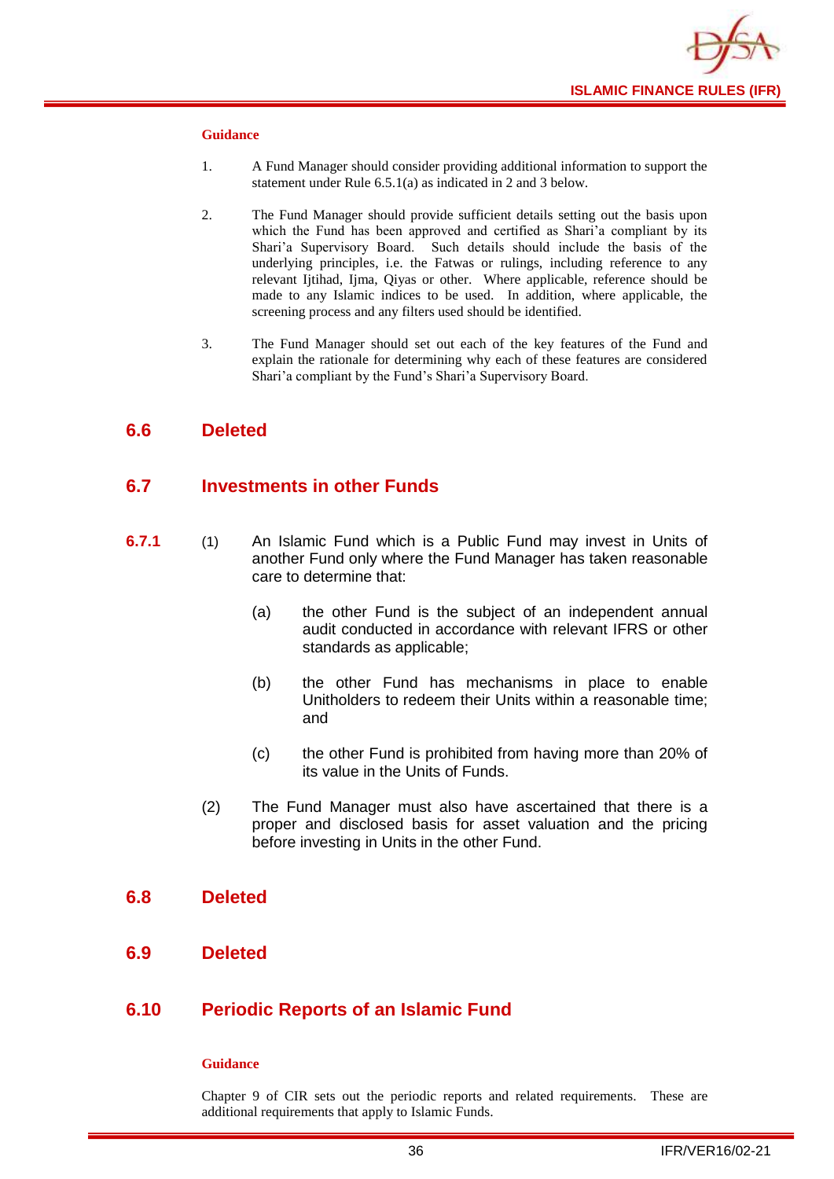**Guidance**

1. A Fund Manager should consider providing additional information to support the statement under Rule 6.5.1(a) as indicated in 2 and 3 below.

2. The Fund Manager should provide sufficient details setting out the basis upon which the Fund has been approved and certified as Shari'a compliant by its Shari'a Supervisory Board. Such details should include the basis of the underlying principles, i.e. the Fatwas or rulings, including reference to any relevant Ijtihad, Ijma, Qiyas or other. Where applicable, reference should be made to any Islamic indices to be used. In addition, where applicable, the screening process and any filters used should be identified.

3. The Fund Manager should set out each of the key features of the Fund and explain the rationale for determining why each of these features are considered Shari'a compliant by the Fund's Shari'a Supervisory Board.

## 6.6 Deleted

## 6.7 Investments in other Funds

**6.7.1** (1) An Islamic Fund which is a Public Fund may invest in Units of another Fund only where the Fund Manager has taken reasonable care to determine that:

(a) the other Fund is the subject of an independent annual audit conducted in accordance with relevant IFRS or other standards as applicable;

(b) the other Fund has mechanisms in place to enable Unitholders to redeem their Units within a reasonable time; and

(c) the other Fund is prohibited from having more than 20% of its value in the Units of Funds.

(2) The Fund Manager must also have ascertained that there is a proper and disclosed basis for asset valuation and the pricing before investing in Units in the other Fund.

## 6.8 Deleted

## 6.9 Deleted

## 6.10 Periodic Reports of an Islamic Fund

**Guidance**

Chapter 9 of CIR sets out the periodic reports and related requirements. These are additional requirements that apply to Islamic Funds.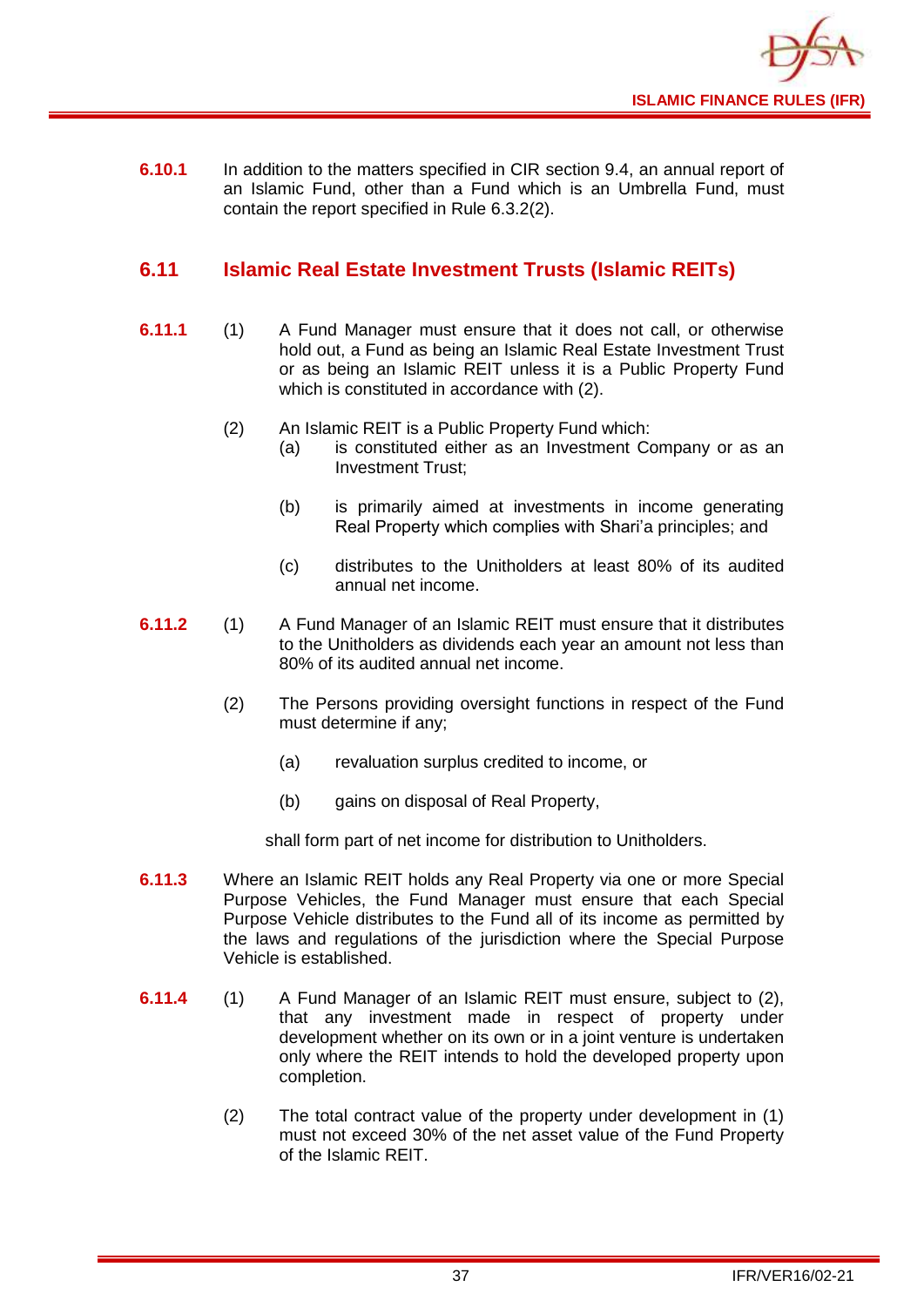**6.10.1** In addition to the matters specified in CIR section 9.4, an annual report of an Islamic Fund, other than a Fund which is an Umbrella Fund, must contain the report specified in Rule 6.3.2(2).

## 6.11 Islamic Real Estate Investment Trusts (Islamic REITs)

**6.11.1** (1) A Fund Manager must ensure that it does not call, or otherwise hold out, a Fund as being an Islamic Real Estate Investment Trust or as being an Islamic REIT unless it is a Public Property Fund which is constituted in accordance with (2).

(2) An Islamic REIT is a Public Property Fund which:

- (a) is constituted either as an Investment Company or as an Investment Trust;
- (b) is primarily aimed at investments in income generating Real Property which complies with Shari'a principles; and
- (c) distributes to the Unitholders at least 80% of its audited annual net income.

**6.11.2** (1) A Fund Manager of an Islamic REIT must ensure that it distributes to the Unitholders as dividends each year an amount not less than 80% of its audited annual net income.

(2) The Persons providing oversight functions in respect of the Fund must determine if any;

- (a) revaluation surplus credited to income, or
- (b) gains on disposal of Real Property,

shall form part of net income for distribution to Unitholders.

**6.11.3** Where an Islamic REIT holds any Real Property via one or more Special Purpose Vehicles, the Fund Manager must ensure that each Special Purpose Vehicle distributes to the Fund all of its income as permitted by the laws and regulations of the jurisdiction where the Special Purpose Vehicle is established.

**6.11.4** (1) A Fund Manager of an Islamic REIT must ensure, subject to (2), that any investment made in respect of property under development whether on its own or in a joint venture is undertaken only where the REIT intends to hold the developed property upon completion.

(2) The total contract value of the property under development in (1) must not exceed 30% of the net asset value of the Fund Property of the Islamic REIT.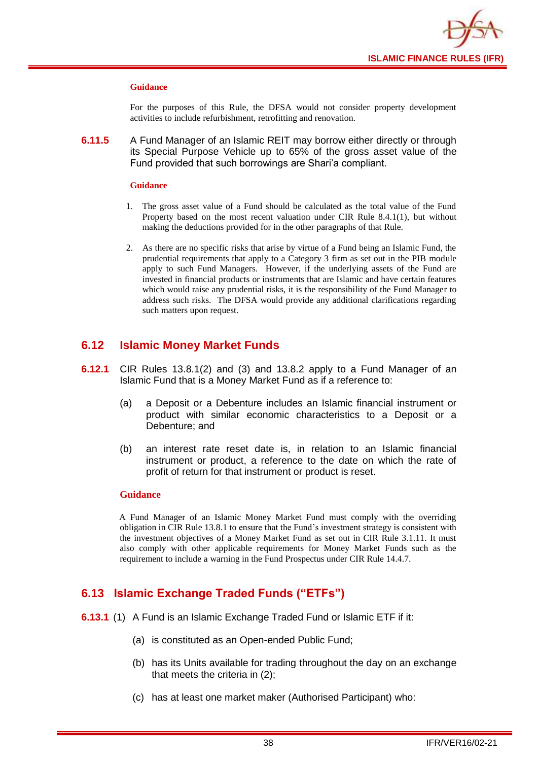**Guidance**

For the purposes of this Rule, the DFSA would not consider property development activities to include refurbishment, retrofitting and renovation.

**6.11.5** A Fund Manager of an Islamic REIT may borrow either directly or through its Special Purpose Vehicle up to 65% of the gross asset value of the Fund provided that such borrowings are Shari'a compliant.

**Guidance**

1. The gross asset value of a Fund should be calculated as the total value of the Fund Property based on the most recent valuation under CIR Rule 8.4.1(1), but without making the deductions provided for in the other paragraphs of that Rule.

2. As there are no specific risks that arise by virtue of a Fund being an Islamic Fund, the prudential requirements that apply to a Category 3 firm as set out in the PIB module apply to such Fund Managers. However, if the underlying assets of the Fund are invested in financial products or instruments that are Islamic and have certain features which would raise any prudential risks, it is the responsibility of the Fund Manager to address such risks. The DFSA would provide any additional clarifications regarding such matters upon request.

## 6.12 Islamic Money Market Funds

**6.12.1** CIR Rules 13.8.1(2) and (3) and 13.8.2 apply to a Fund Manager of an Islamic Fund that is a Money Market Fund as if a reference to:

(a) a Deposit or a Debenture includes an Islamic financial instrument or product with similar economic characteristics to a Deposit or a Debenture; and

(b) an interest rate reset date is, in relation to an Islamic financial instrument or product, a reference to the date on which the rate of profit of return for that instrument or product is reset.

**Guidance**

A Fund Manager of an Islamic Money Market Fund must comply with the overriding obligation in CIR Rule 13.8.1 to ensure that the Fund's investment strategy is consistent with the investment objectives of a Money Market Fund as set out in CIR Rule 3.1.11. It must also comply with other applicable requirements for Money Market Funds such as the requirement to include a warning in the Fund Prospectus under CIR Rule 14.4.7.

## 6.13 Islamic Exchange Traded Funds ("ETFs")

**6.13.1** (1) A Fund is an Islamic Exchange Traded Fund or Islamic ETF if it:

(a) is constituted as an Open-ended Public Fund;

(b) has its Units available for trading throughout the day on an exchange that meets the criteria in (2);

(c) has at least one market maker (Authorised Participant) who: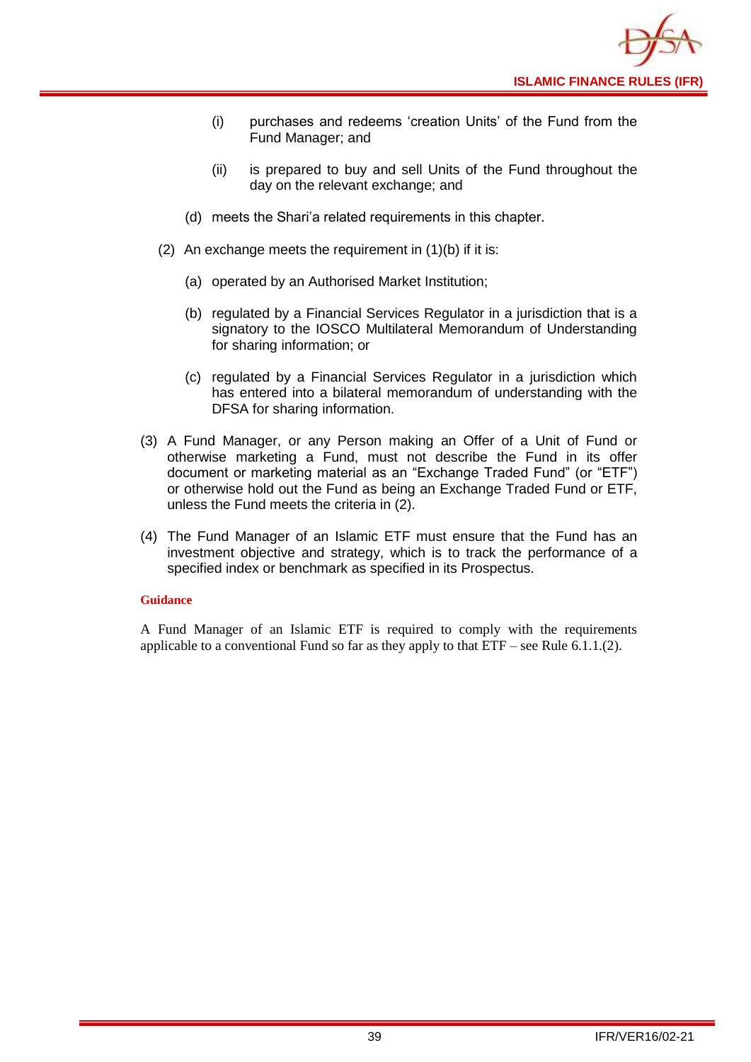(i) purchases and redeems 'creation Units' of the Fund from the Fund Manager; and

(ii) is prepared to buy and sell Units of the Fund throughout the day on the relevant exchange; and

(d) meets the Shari'a related requirements in this chapter.

(2) An exchange meets the requirement in (1)(b) if it is:

(a) operated by an Authorised Market Institution;

(b) regulated by a Financial Services Regulator in a jurisdiction that is a signatory to the IOSCO Multilateral Memorandum of Understanding for sharing information; or

(c) regulated by a Financial Services Regulator in a jurisdiction which has entered into a bilateral memorandum of understanding with the DFSA for sharing information.

(3) A Fund Manager, or any Person making an Offer of a Unit of Fund or otherwise marketing a Fund, must not describe the Fund in its offer document or marketing material as an "Exchange Traded Fund" (or "ETF") or otherwise hold out the Fund as being an Exchange Traded Fund or ETF, unless the Fund meets the criteria in (2).

(4) The Fund Manager of an Islamic ETF must ensure that the Fund has an investment objective and strategy, which is to track the performance of a specified index or benchmark as specified in its Prospectus.

**Guidance**

A Fund Manager of an Islamic ETF is required to comply with the requirements applicable to a conventional Fund so far as they apply to that ETF – see Rule 6.1.1.(2).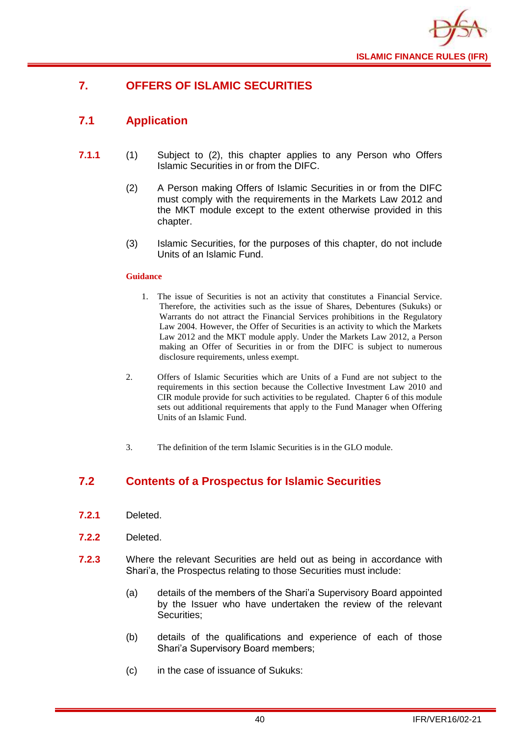# 7. OFFERS OF ISLAMIC SECURITIES

## 7.1 Application

**7.1.1** (1) Subject to (2), this chapter applies to any Person who Offers Islamic Securities in or from the DIFC.

(2) A Person making Offers of Islamic Securities in or from the DIFC must comply with the requirements in the Markets Law 2012 and the MKT module except to the extent otherwise provided in this chapter.

(3) Islamic Securities, for the purposes of this chapter, do not include Units of an Islamic Fund.

**Guidance**

1. The issue of Securities is not an activity that constitutes a Financial Service. Therefore, the activities such as the issue of Shares, Debentures (Sukuks) or Warrants do not attract the Financial Services prohibitions in the Regulatory Law 2004. However, the Offer of Securities is an activity to which the Markets Law 2012 and the MKT module apply. Under the Markets Law 2012, a Person making an Offer of Securities in or from the DIFC is subject to numerous disclosure requirements, unless exempt.

2. Offers of Islamic Securities which are Units of a Fund are not subject to the requirements in this section because the Collective Investment Law 2010 and CIR module provide for such activities to be regulated. Chapter 6 of this module sets out additional requirements that apply to the Fund Manager when Offering Units of an Islamic Fund.

3. The definition of the term Islamic Securities is in the GLO module.

## 7.2 Contents of a Prospectus for Islamic Securities

**7.2.1** Deleted.

**7.2.2** Deleted.

**7.2.3** Where the relevant Securities are held out as being in accordance with Shari'a, the Prospectus relating to those Securities must include:

(a) details of the members of the Shari'a Supervisory Board appointed by the Issuer who have undertaken the review of the relevant Securities;

(b) details of the qualifications and experience of each of those Shari'a Supervisory Board members;

(c) in the case of issuance of Sukuks: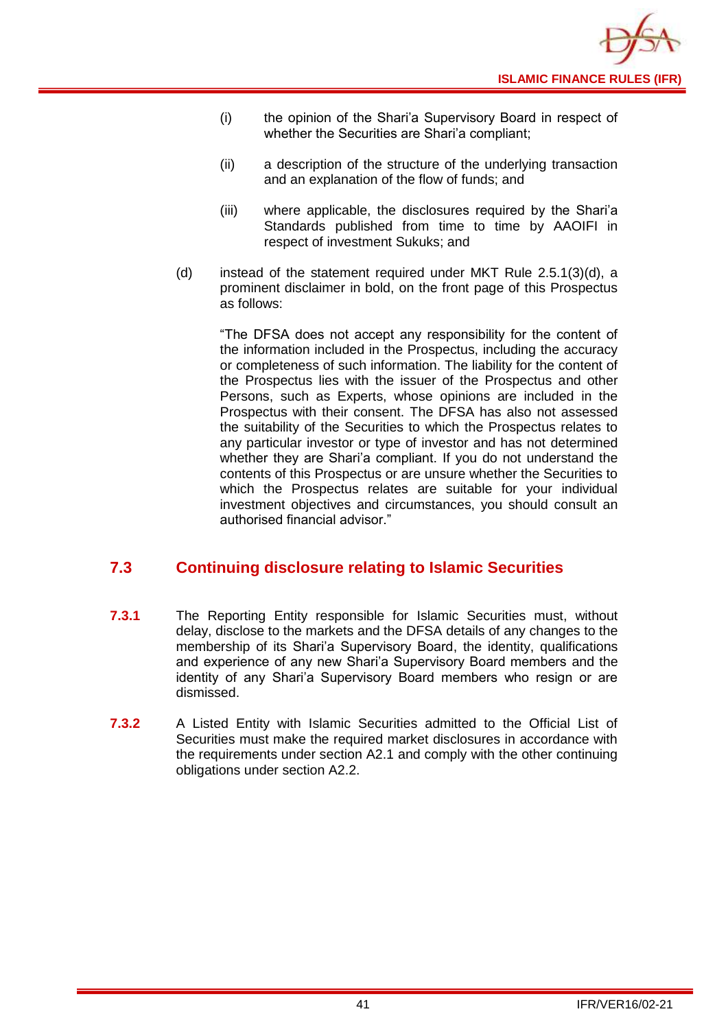(i) the opinion of the Shari'a Supervisory Board in respect of whether the Securities are Shari'a compliant;

(ii) a description of the structure of the underlying transaction and an explanation of the flow of funds; and

(iii) where applicable, the disclosures required by the Shari'a Standards published from time to time by AAOIFI in respect of investment Sukuks; and

(d) instead of the statement required under MKT Rule 2.5.1(3)(d), a prominent disclaimer in bold, on the front page of this Prospectus as follows:

"The DFSA does not accept any responsibility for the content of the information included in the Prospectus, including the accuracy or completeness of such information. The liability for the content of the Prospectus lies with the issuer of the Prospectus and other Persons, such as Experts, whose opinions are included in the Prospectus with their consent. The DFSA has also not assessed the suitability of the Securities to which the Prospectus relates to any particular investor or type of investor and has not determined whether they are Shari'a compliant. If you do not understand the contents of this Prospectus or are unsure whether the Securities to which the Prospectus relates are suitable for your individual investment objectives and circumstances, you should consult an authorised financial advisor."

## 7.3 Continuing disclosure relating to Islamic Securities

**7.3.1** The Reporting Entity responsible for Islamic Securities must, without delay, disclose to the markets and the DFSA details of any changes to the membership of its Shari'a Supervisory Board, the identity, qualifications and experience of any new Shari'a Supervisory Board members and the identity of any Shari'a Supervisory Board members who resign or are dismissed.

**7.3.2** A Listed Entity with Islamic Securities admitted to the Official List of Securities must make the required market disclosures in accordance with the requirements under section A2.1 and comply with the other continuing obligations under section A2.2.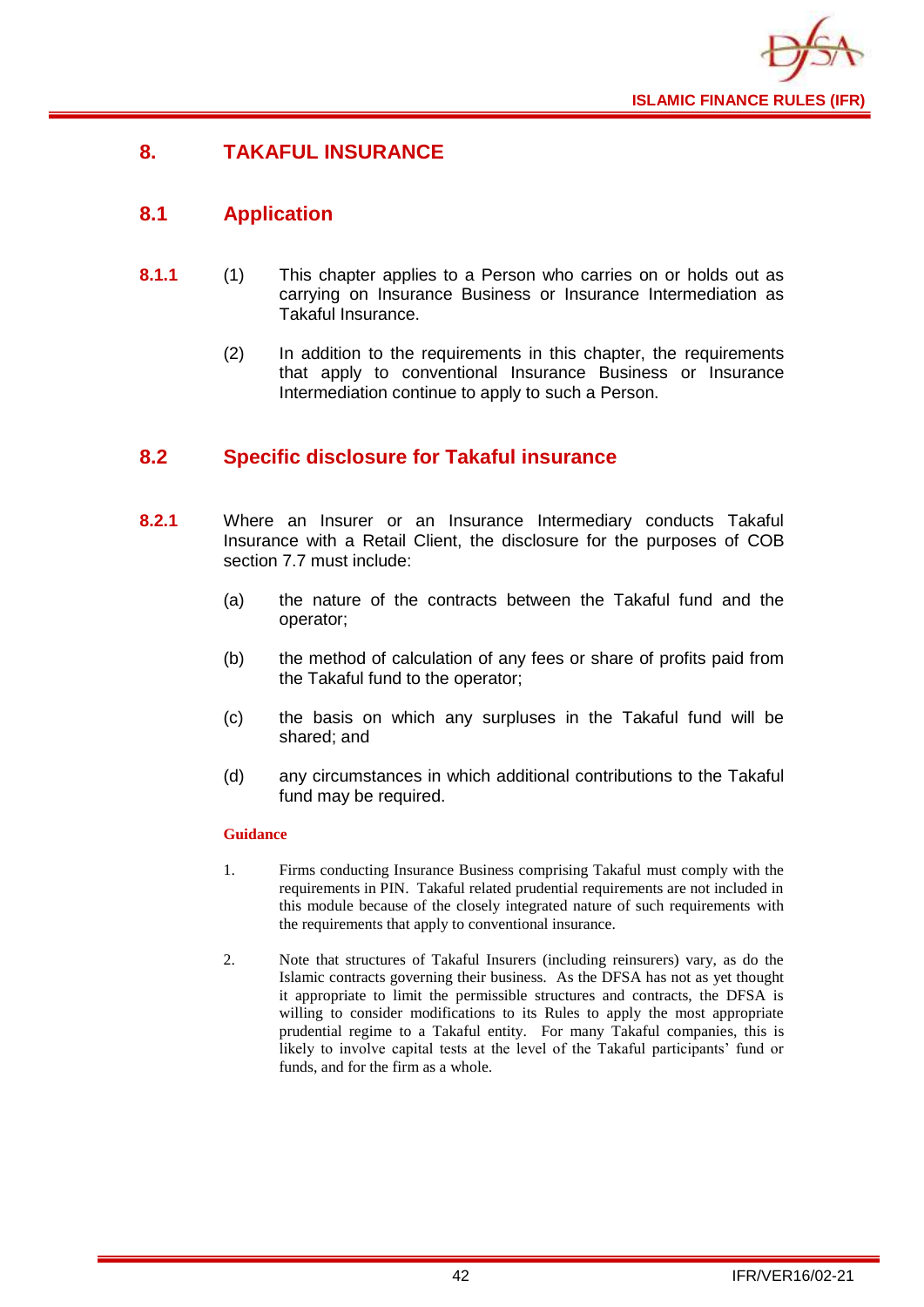# 8. TAKAFUL INSURANCE

## 8.1 Application

**8.1.1** (1) This chapter applies to a Person who carries on or holds out as carrying on Insurance Business or Insurance Intermediation as Takaful Insurance.

(2) In addition to the requirements in this chapter, the requirements that apply to conventional Insurance Business or Insurance Intermediation continue to apply to such a Person.

## 8.2 Specific disclosure for Takaful insurance

**8.2.1** Where an Insurer or an Insurance Intermediary conducts Takaful Insurance with a Retail Client, the disclosure for the purposes of COB section 7.7 must include:

(a) the nature of the contracts between the Takaful fund and the operator;

(b) the method of calculation of any fees or share of profits paid from the Takaful fund to the operator;

(c) the basis on which any surpluses in the Takaful fund will be shared; and

(d) any circumstances in which additional contributions to the Takaful fund may be required.

**Guidance**

1. Firms conducting Insurance Business comprising Takaful must comply with the requirements in PIN. Takaful related prudential requirements are not included in this module because of the closely integrated nature of such requirements with the requirements that apply to conventional insurance.

2. Note that structures of Takaful Insurers (including reinsurers) vary, as do the Islamic contracts governing their business. As the DFSA has not as yet thought it appropriate to limit the permissible structures and contracts, the DFSA is willing to consider modifications to its Rules to apply the most appropriate prudential regime to a Takaful entity. For many Takaful companies, this is likely to involve capital tests at the level of the Takaful participants' fund or funds, and for the firm as a whole.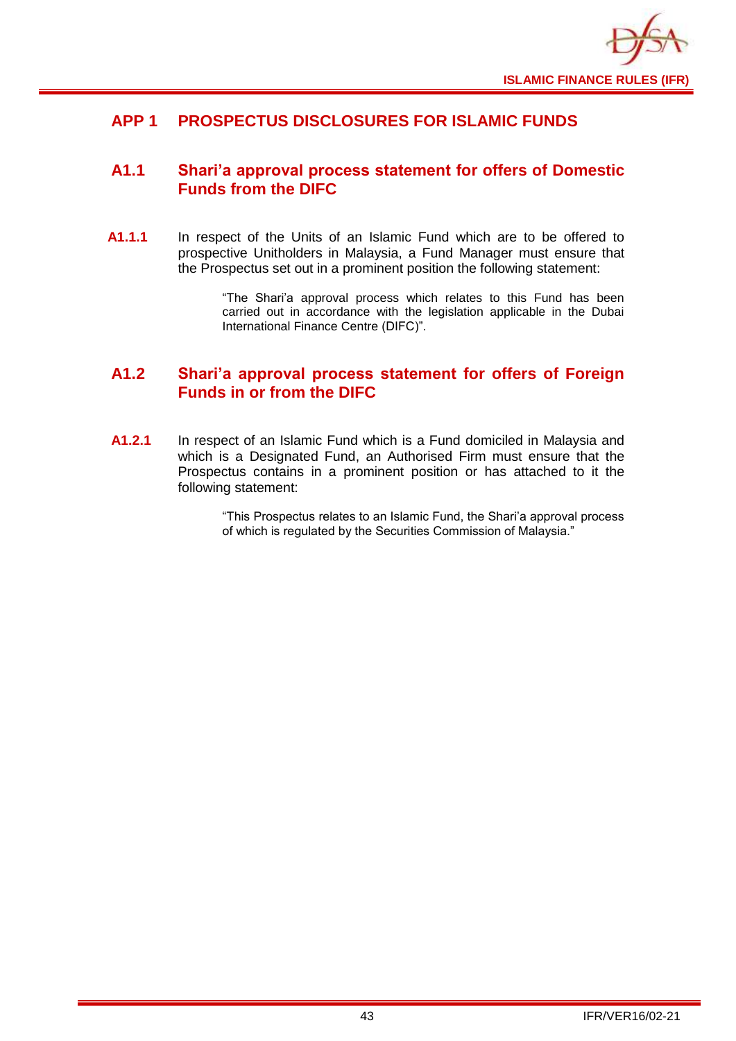# APP 1 PROSPECTUS DISCLOSURES FOR ISLAMIC FUNDS

## A1.1 Shari'a approval process statement for offers of Domestic Funds from the DIFC

**A1.1.1** In respect of the Units of an Islamic Fund which are to be offered to prospective Unitholders in Malaysia, a Fund Manager must ensure that the Prospectus set out in a prominent position the following statement:

> "The Shari'a approval process which relates to this Fund has been carried out in accordance with the legislation applicable in the Dubai International Finance Centre (DIFC)".

## A1.2 Shari'a approval process statement for offers of Foreign Funds in or from the DIFC

**A1.2.1** In respect of an Islamic Fund which is a Fund domiciled in Malaysia and which is a Designated Fund, an Authorised Firm must ensure that the Prospectus contains in a prominent position or has attached to it the following statement:

> "This Prospectus relates to an Islamic Fund, the Shari'a approval process of which is regulated by the Securities Commission of Malaysia."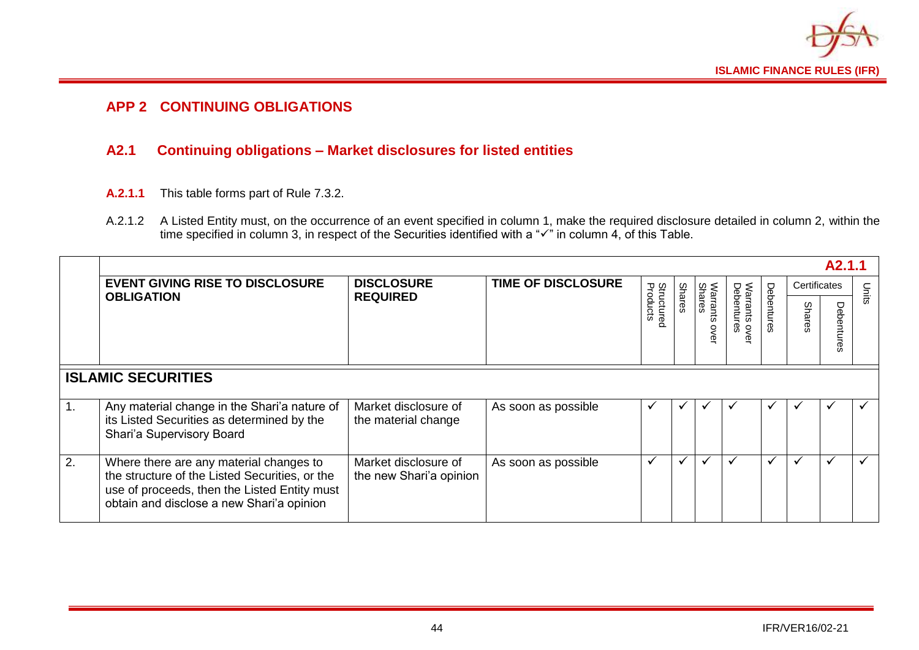## APP 2 CONTINUING OBLIGATIONS

### A2.1 Continuing obligations – Market disclosures for listed entities

**A.2.1.1** This table forms part of Rule 7.3.2.

A.2.1.2 A Listed Entity must, on the occurrence of an event specified in column 1, make the required disclosure detailed in column 2, within the time specified in column 3, in respect of the Securities identified with a "✓" in column 4, of this Table.

**A2.1.1**

| | EVENT GIVING RISE TO DISCLOSURE OBLIGATION | DISCLOSURE REQUIRED | TIME OF DISCLOSURE | Structured Products | Shares | Warrants over Shares | Warrants over Debentures | Debentures | Certificates | | Units |
|---|---|---|---|---|---|---|---|---|---|---|---|
| | | | | | | | | | Shares | Debentures | |
| **ISLAMIC SECURITIES** | | | | | | | | | | | |
| 1. | Any material change in the Shari'a nature of its Listed Securities as determined by the Shari'a Supervisory Board | Market disclosure of the material change | As soon as possible | ✓ | ✓ | ✓ | ✓ | ✓ | ✓ | ✓ | ✓ |
| 2. | Where there are any material changes to the structure of the Listed Securities, or the use of proceeds, then the Listed Entity must obtain and disclose a new Shari'a opinion | Market disclosure of the new Shari'a opinion | As soon as possible | ✓ | ✓ | ✓ | ✓ | ✓ | ✓ | ✓ | ✓ |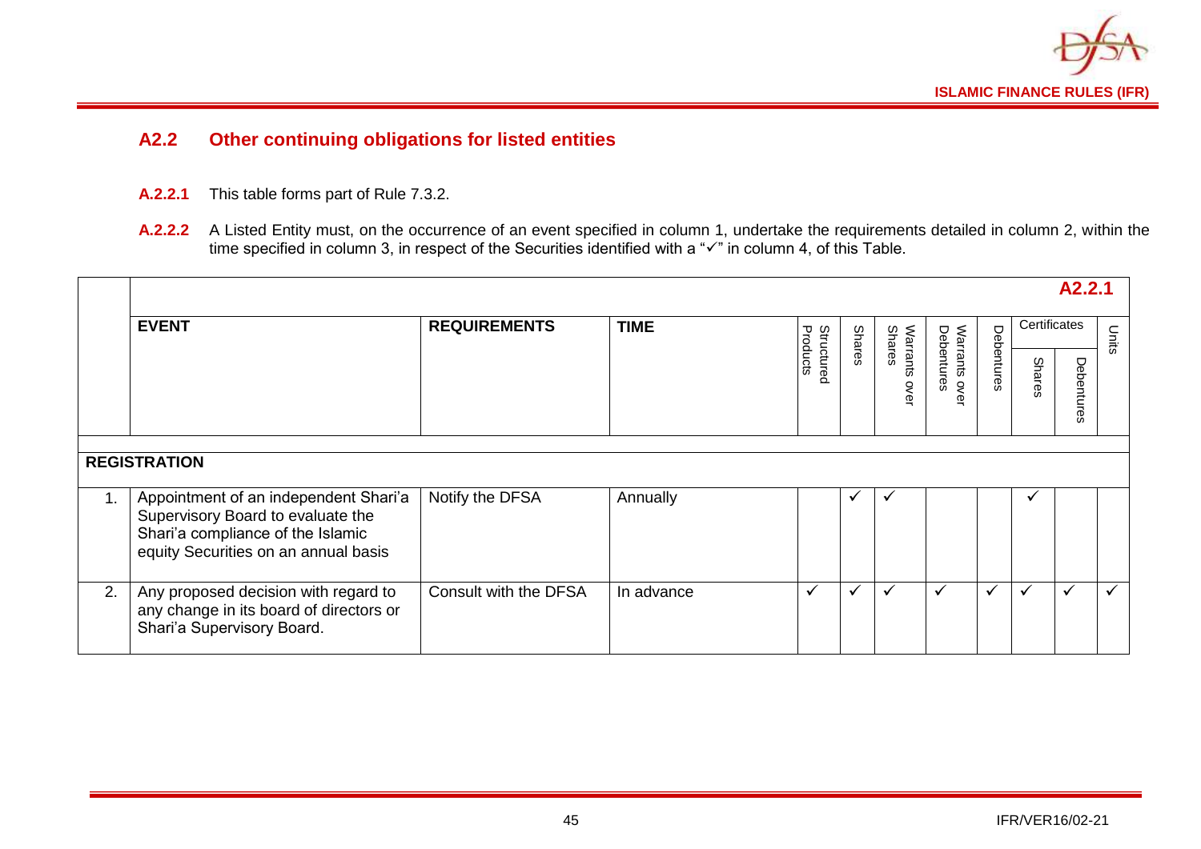## A2.2 Other continuing obligations for listed entities

**A.2.2.1** This table forms part of Rule 7.3.2.

**A.2.2.2** A Listed Entity must, on the occurrence of an event specified in column 1, undertake the requirements detailed in column 2, within the time specified in column 3, in respect of the Securities identified with a "✓" in column 4, of this Table.

| | | | | | | | | | | | | A2.2.1 |
|---|---|---|---|---|---|---|---|---|---|---|---|---|
| | **EVENT** | **REQUIREMENTS** | **TIME** | Structured Products | Shares | Warrants over Shares | Warrants over Debentures | Debentures | Certificates | | Units |
| | | | | | | | | | Shares | Debentures | |
| **REGISTRATION** | | | | | | | | | | | |
| 1. | Appointment of an independent Shari'a Supervisory Board to evaluate the Shari'a compliance of the Islamic equity Securities on an annual basis | Notify the DFSA | Annually | | ✓ | ✓ | | | ✓ | | |
| 2. | Any proposed decision with regard to any change in its board of directors or Shari'a Supervisory Board. | Consult with the DFSA | In advance | ✓ | ✓ | ✓ | ✓ | ✓ | ✓ | ✓ | ✓ |